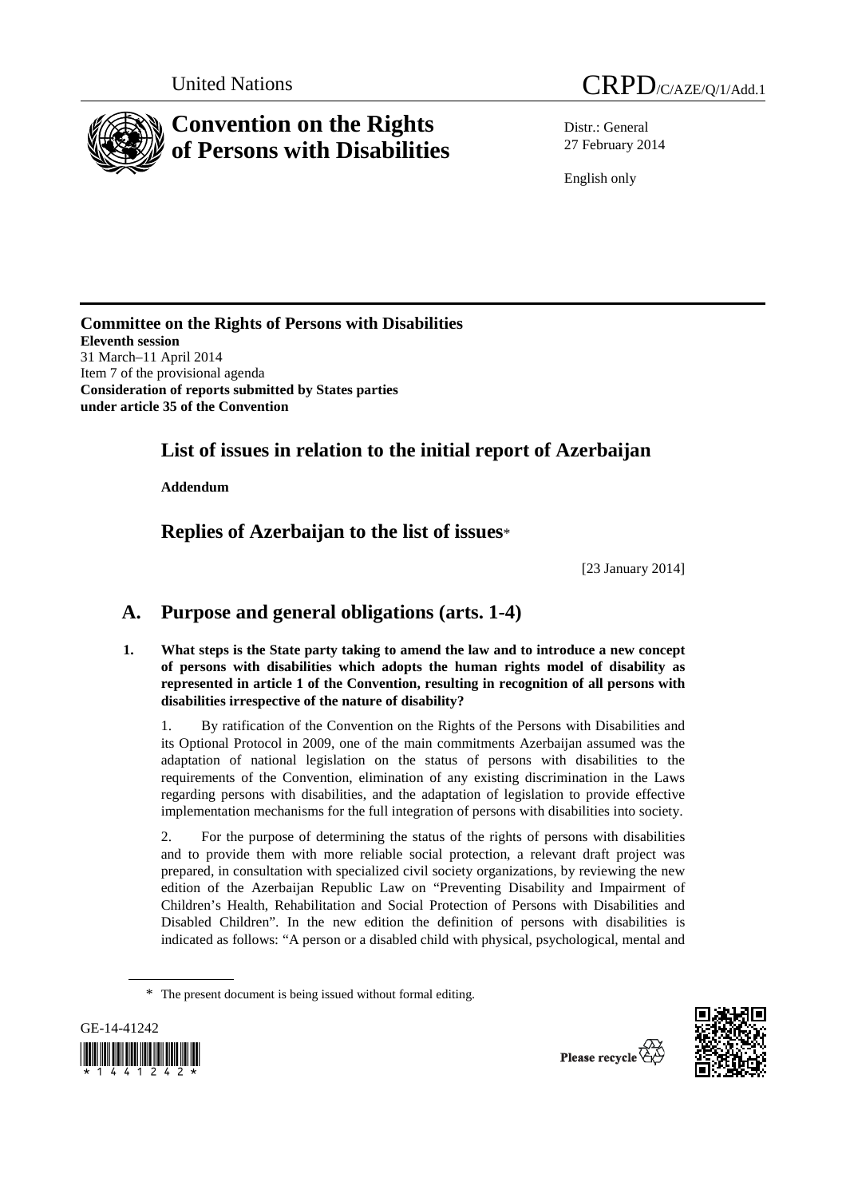United Nations CRPD/C/AZE/Q/1/Add.1

# Convention on the Rights of Persons with Disabilities

Distr.: General
27 February 2014

English only

**Committee on the Rights of Persons with Disabilities**
**Eleventh session**
31 March–11 April 2014
Item 7 of the provisional agenda
**Consideration of reports submitted by States parties under article 35 of the Convention**

## List of issues in relation to the initial report of Azerbaijan

**Addendum**

## Replies of Azerbaijan to the list of issues*

[23 January 2014]

## A. Purpose and general obligations (arts. 1-4)

**1. What steps is the State party taking to amend the law and to introduce a new concept of persons with disabilities which adopts the human rights model of disability as represented in article 1 of the Convention, resulting in recognition of all persons with disabilities irrespective of the nature of disability?**

1. By ratification of the Convention on the Rights of the Persons with Disabilities and its Optional Protocol in 2009, one of the main commitments Azerbaijan assumed was the adaptation of national legislation on the status of persons with disabilities to the requirements of the Convention, elimination of any existing discrimination in the Laws regarding persons with disabilities, and the adaptation of legislation to provide effective implementation mechanisms for the full integration of persons with disabilities into society.

2. For the purpose of determining the status of the rights of persons with disabilities and to provide them with more reliable social protection, a relevant draft project was prepared, in consultation with specialized civil society organizations, by reviewing the new edition of the Azerbaijan Republic Law on "Preventing Disability and Impairment of Children's Health, Rehabilitation and Social Protection of Persons with Disabilities and Disabled Children". In the new edition the definition of persons with disabilities is indicated as follows: "A person or a disabled child with physical, psychological, mental and

\* The present document is being issued without formal editing.

GE-14-41242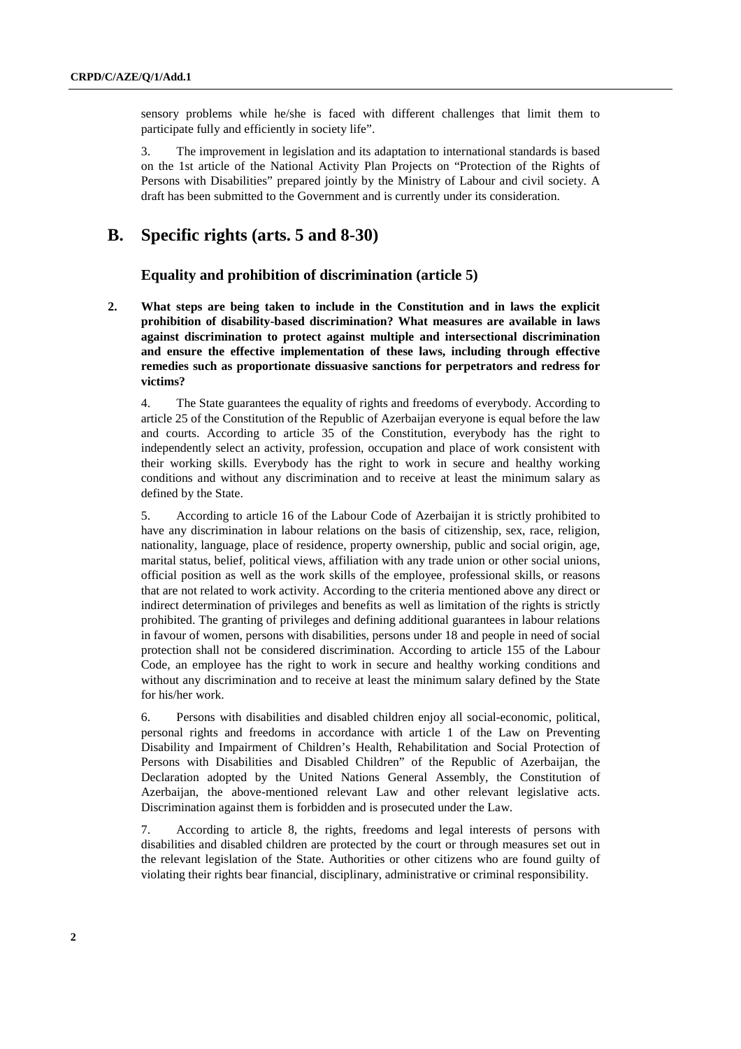sensory problems while he/she is faced with different challenges that limit them to participate fully and efficiently in society life".

3. The improvement in legislation and its adaptation to international standards is based on the 1st article of the National Activity Plan Projects on "Protection of the Rights of Persons with Disabilities" prepared jointly by the Ministry of Labour and civil society. A draft has been submitted to the Government and is currently under its consideration.

## B. Specific rights (arts. 5 and 8-30)

### Equality and prohibition of discrimination (article 5)

**2. What steps are being taken to include in the Constitution and in laws the explicit prohibition of disability-based discrimination? What measures are available in laws against discrimination to protect against multiple and intersectional discrimination and ensure the effective implementation of these laws, including through effective remedies such as proportionate dissuasive sanctions for perpetrators and redress for victims?**

4. The State guarantees the equality of rights and freedoms of everybody. According to article 25 of the Constitution of the Republic of Azerbaijan everyone is equal before the law and courts. According to article 35 of the Constitution, everybody has the right to independently select an activity, profession, occupation and place of work consistent with their working skills. Everybody has the right to work in secure and healthy working conditions and without any discrimination and to receive at least the minimum salary as defined by the State.

5. According to article 16 of the Labour Code of Azerbaijan it is strictly prohibited to have any discrimination in labour relations on the basis of citizenship, sex, race, religion, nationality, language, place of residence, property ownership, public and social origin, age, marital status, belief, political views, affiliation with any trade union or other social unions, official position as well as the work skills of the employee, professional skills, or reasons that are not related to work activity. According to the criteria mentioned above any direct or indirect determination of privileges and benefits as well as limitation of the rights is strictly prohibited. The granting of privileges and defining additional guarantees in labour relations in favour of women, persons with disabilities, persons under 18 and people in need of social protection shall not be considered discrimination. According to article 155 of the Labour Code, an employee has the right to work in secure and healthy working conditions and without any discrimination and to receive at least the minimum salary defined by the State for his/her work.

6. Persons with disabilities and disabled children enjoy all social-economic, political, personal rights and freedoms in accordance with article 1 of the Law on Preventing Disability and Impairment of Children's Health, Rehabilitation and Social Protection of Persons with Disabilities and Disabled Children" of the Republic of Azerbaijan, the Declaration adopted by the United Nations General Assembly, the Constitution of Azerbaijan, the above-mentioned relevant Law and other relevant legislative acts. Discrimination against them is forbidden and is prosecuted under the Law.

7. According to article 8, the rights, freedoms and legal interests of persons with disabilities and disabled children are protected by the court or through measures set out in the relevant legislation of the State. Authorities or other citizens who are found guilty of violating their rights bear financial, disciplinary, administrative or criminal responsibility.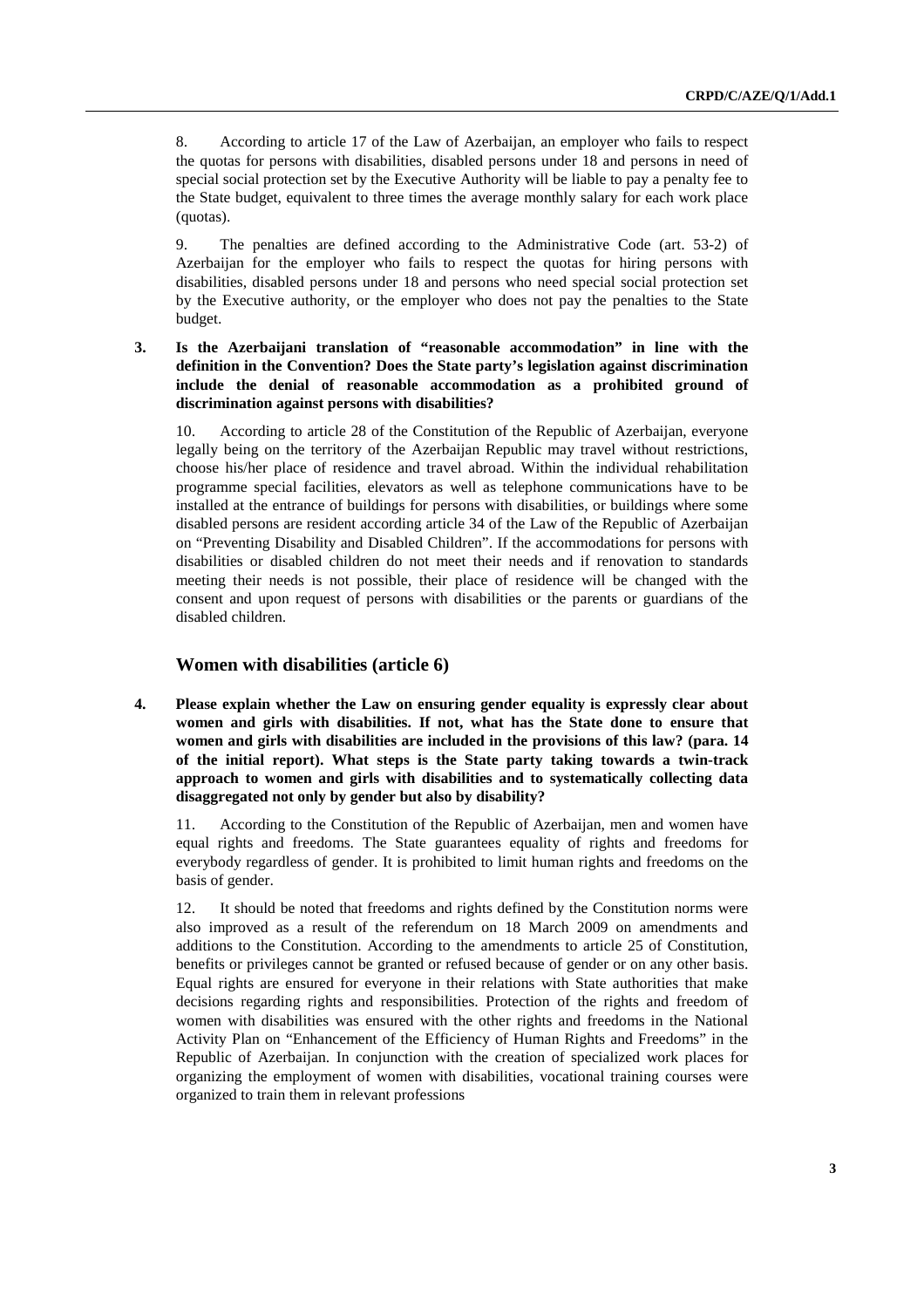8. According to article 17 of the Law of Azerbaijan, an employer who fails to respect the quotas for persons with disabilities, disabled persons under 18 and persons in need of special social protection set by the Executive Authority will be liable to pay a penalty fee to the State budget, equivalent to three times the average monthly salary for each work place (quotas).

9. The penalties are defined according to the Administrative Code (art. 53-2) of Azerbaijan for the employer who fails to respect the quotas for hiring persons with disabilities, disabled persons under 18 and persons who need special social protection set by the Executive authority, or the employer who does not pay the penalties to the State budget.

**3. Is the Azerbaijani translation of "reasonable accommodation" in line with the definition in the Convention? Does the State party's legislation against discrimination include the denial of reasonable accommodation as a prohibited ground of discrimination against persons with disabilities?**

10. According to article 28 of the Constitution of the Republic of Azerbaijan, everyone legally being on the territory of the Azerbaijan Republic may travel without restrictions, choose his/her place of residence and travel abroad. Within the individual rehabilitation programme special facilities, elevators as well as telephone communications have to be installed at the entrance of buildings for persons with disabilities, or buildings where some disabled persons are resident according article 34 of the Law of the Republic of Azerbaijan on "Preventing Disability and Disabled Children". If the accommodations for persons with disabilities or disabled children do not meet their needs and if renovation to standards meeting their needs is not possible, their place of residence will be changed with the consent and upon request of persons with disabilities or the parents or guardians of the disabled children.

## Women with disabilities (article 6)

**4. Please explain whether the Law on ensuring gender equality is expressly clear about women and girls with disabilities. If not, what has the State done to ensure that women and girls with disabilities are included in the provisions of this law? (para. 14 of the initial report). What steps is the State party taking towards a twin-track approach to women and girls with disabilities and to systematically collecting data disaggregated not only by gender but also by disability?**

11. According to the Constitution of the Republic of Azerbaijan, men and women have equal rights and freedoms. The State guarantees equality of rights and freedoms for everybody regardless of gender. It is prohibited to limit human rights and freedoms on the basis of gender.

12. It should be noted that freedoms and rights defined by the Constitution norms were also improved as a result of the referendum on 18 March 2009 on amendments and additions to the Constitution. According to the amendments to article 25 of Constitution, benefits or privileges cannot be granted or refused because of gender or on any other basis. Equal rights are ensured for everyone in their relations with State authorities that make decisions regarding rights and responsibilities. Protection of the rights and freedom of women with disabilities was ensured with the other rights and freedoms in the National Activity Plan on "Enhancement of the Efficiency of Human Rights and Freedoms" in the Republic of Azerbaijan. In conjunction with the creation of specialized work places for organizing the employment of women with disabilities, vocational training courses were organized to train them in relevant professions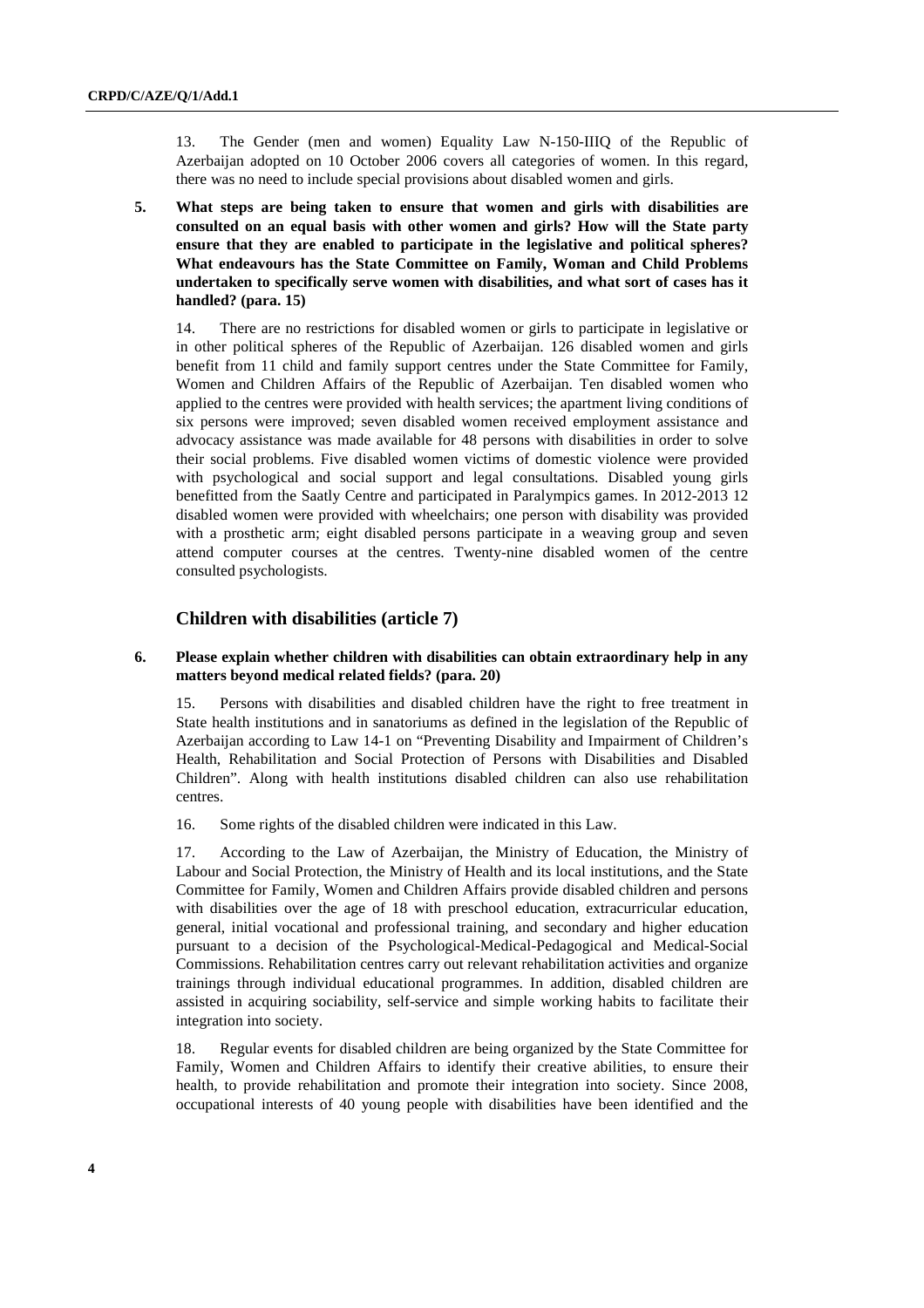13. The Gender (men and women) Equality Law N-150-IIIQ of the Republic of Azerbaijan adopted on 10 October 2006 covers all categories of women. In this regard, there was no need to include special provisions about disabled women and girls.

**5. What steps are being taken to ensure that women and girls with disabilities are consulted on an equal basis with other women and girls? How will the State party ensure that they are enabled to participate in the legislative and political spheres? What endeavours has the State Committee on Family, Woman and Child Problems undertaken to specifically serve women with disabilities, and what sort of cases has it handled? (para. 15)**

14. There are no restrictions for disabled women or girls to participate in legislative or in other political spheres of the Republic of Azerbaijan. 126 disabled women and girls benefit from 11 child and family support centres under the State Committee for Family, Women and Children Affairs of the Republic of Azerbaijan. Ten disabled women who applied to the centres were provided with health services; the apartment living conditions of six persons were improved; seven disabled women received employment assistance and advocacy assistance was made available for 48 persons with disabilities in order to solve their social problems. Five disabled women victims of domestic violence were provided with psychological and social support and legal consultations. Disabled young girls benefitted from the Saatly Centre and participated in Paralympics games. In 2012-2013 12 disabled women were provided with wheelchairs; one person with disability was provided with a prosthetic arm; eight disabled persons participate in a weaving group and seven attend computer courses at the centres. Twenty-nine disabled women of the centre consulted psychologists.

## Children with disabilities (article 7)

**6. Please explain whether children with disabilities can obtain extraordinary help in any matters beyond medical related fields? (para. 20)**

15. Persons with disabilities and disabled children have the right to free treatment in State health institutions and in sanatoriums as defined in the legislation of the Republic of Azerbaijan according to Law 14-1 on "Preventing Disability and Impairment of Children's Health, Rehabilitation and Social Protection of Persons with Disabilities and Disabled Children". Along with health institutions disabled children can also use rehabilitation centres.

16. Some rights of the disabled children were indicated in this Law.

17. According to the Law of Azerbaijan, the Ministry of Education, the Ministry of Labour and Social Protection, the Ministry of Health and its local institutions, and the State Committee for Family, Women and Children Affairs provide disabled children and persons with disabilities over the age of 18 with preschool education, extracurricular education, general, initial vocational and professional training, and secondary and higher education pursuant to a decision of the Psychological-Medical-Pedagogical and Medical-Social Commissions. Rehabilitation centres carry out relevant rehabilitation activities and organize trainings through individual educational programmes. In addition, disabled children are assisted in acquiring sociability, self-service and simple working habits to facilitate their integration into society.

18. Regular events for disabled children are being organized by the State Committee for Family, Women and Children Affairs to identify their creative abilities, to ensure their health, to provide rehabilitation and promote their integration into society. Since 2008, occupational interests of 40 young people with disabilities have been identified and the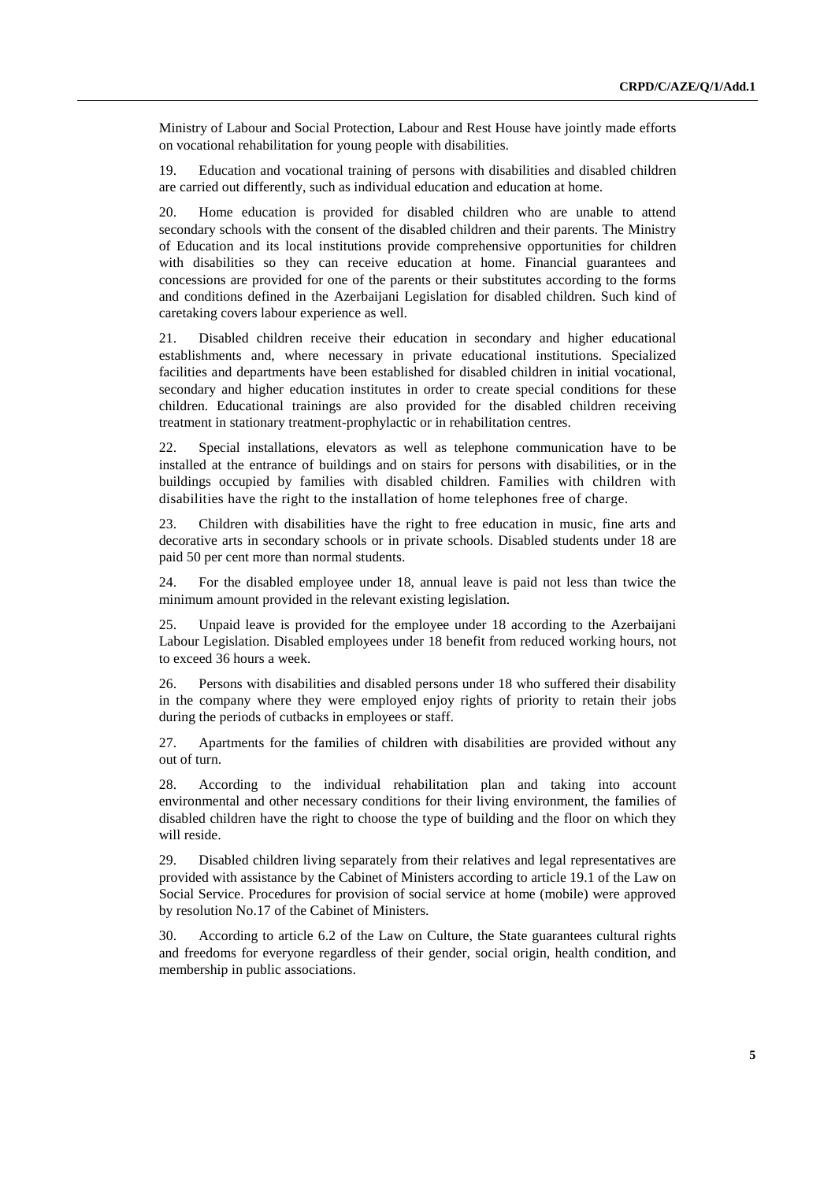Ministry of Labour and Social Protection, Labour and Rest House have jointly made efforts on vocational rehabilitation for young people with disabilities.

19. Education and vocational training of persons with disabilities and disabled children are carried out differently, such as individual education and education at home.

20. Home education is provided for disabled children who are unable to attend secondary schools with the consent of the disabled children and their parents. The Ministry of Education and its local institutions provide comprehensive opportunities for children with disabilities so they can receive education at home. Financial guarantees and concessions are provided for one of the parents or their substitutes according to the forms and conditions defined in the Azerbaijani Legislation for disabled children. Such kind of caretaking covers labour experience as well.

21. Disabled children receive their education in secondary and higher educational establishments and, where necessary in private educational institutions. Specialized facilities and departments have been established for disabled children in initial vocational, secondary and higher education institutes in order to create special conditions for these children. Educational trainings are also provided for the disabled children receiving treatment in stationary treatment-prophylactic or in rehabilitation centres.

22. Special installations, elevators as well as telephone communication have to be installed at the entrance of buildings and on stairs for persons with disabilities, or in the buildings occupied by families with disabled children. Families with children with disabilities have the right to the installation of home telephones free of charge.

23. Children with disabilities have the right to free education in music, fine arts and decorative arts in secondary schools or in private schools. Disabled students under 18 are paid 50 per cent more than normal students.

24. For the disabled employee under 18, annual leave is paid not less than twice the minimum amount provided in the relevant existing legislation.

25. Unpaid leave is provided for the employee under 18 according to the Azerbaijani Labour Legislation. Disabled employees under 18 benefit from reduced working hours, not to exceed 36 hours a week.

26. Persons with disabilities and disabled persons under 18 who suffered their disability in the company where they were employed enjoy rights of priority to retain their jobs during the periods of cutbacks in employees or staff.

27. Apartments for the families of children with disabilities are provided without any out of turn.

28. According to the individual rehabilitation plan and taking into account environmental and other necessary conditions for their living environment, the families of disabled children have the right to choose the type of building and the floor on which they will reside.

29. Disabled children living separately from their relatives and legal representatives are provided with assistance by the Cabinet of Ministers according to article 19.1 of the Law on Social Service. Procedures for provision of social service at home (mobile) were approved by resolution No.17 of the Cabinet of Ministers.

30. According to article 6.2 of the Law on Culture, the State guarantees cultural rights and freedoms for everyone regardless of their gender, social origin, health condition, and membership in public associations.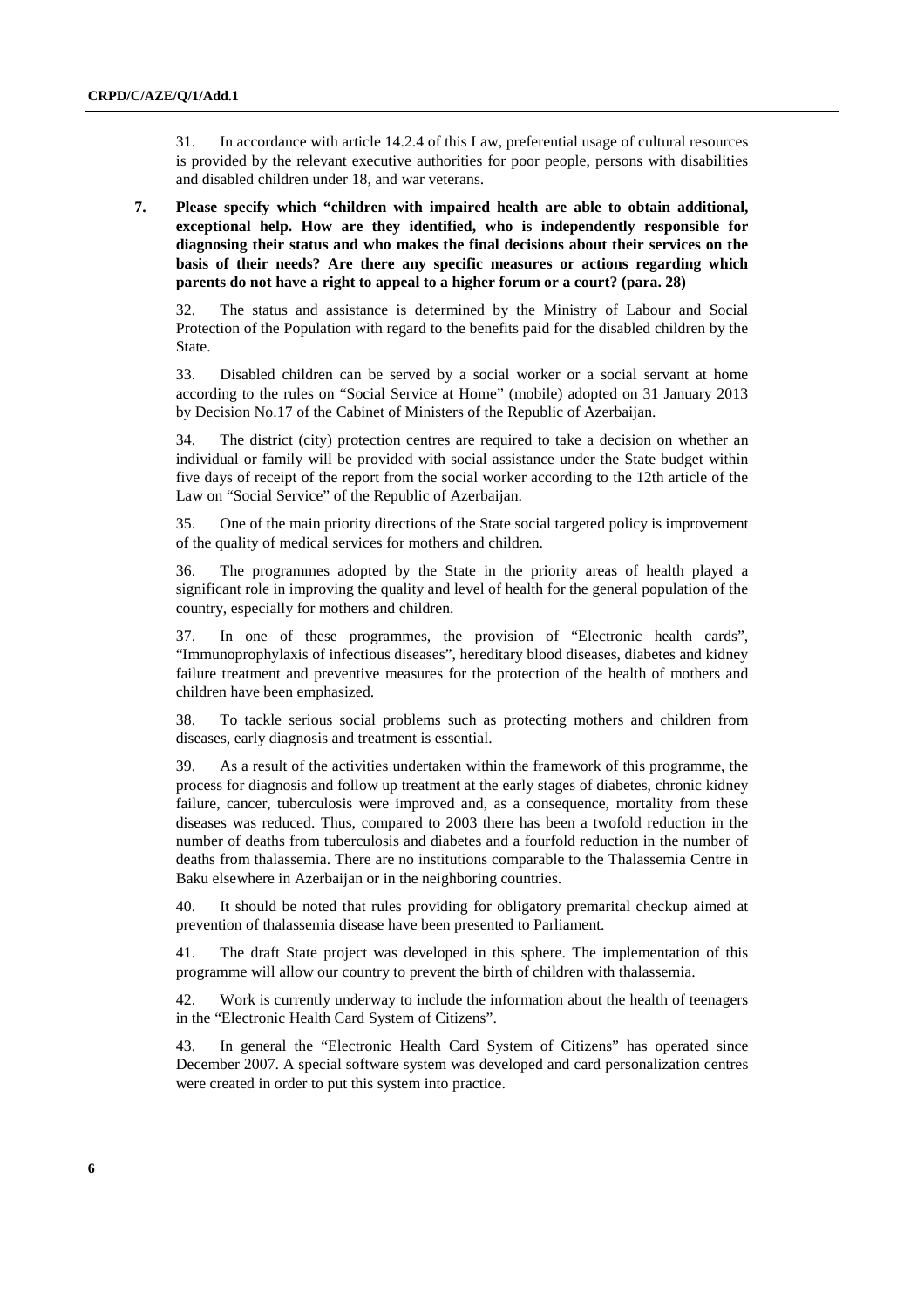31. In accordance with article 14.2.4 of this Law, preferential usage of cultural resources is provided by the relevant executive authorities for poor people, persons with disabilities and disabled children under 18, and war veterans.

**7. Please specify which "children with impaired health are able to obtain additional, exceptional help. How are they identified, who is independently responsible for diagnosing their status and who makes the final decisions about their services on the basis of their needs? Are there any specific measures or actions regarding which parents do not have a right to appeal to a higher forum or a court? (para. 28)**

32. The status and assistance is determined by the Ministry of Labour and Social Protection of the Population with regard to the benefits paid for the disabled children by the State.

33. Disabled children can be served by a social worker or a social servant at home according to the rules on "Social Service at Home" (mobile) adopted on 31 January 2013 by Decision No.17 of the Cabinet of Ministers of the Republic of Azerbaijan.

34. The district (city) protection centres are required to take a decision on whether an individual or family will be provided with social assistance under the State budget within five days of receipt of the report from the social worker according to the 12th article of the Law on "Social Service" of the Republic of Azerbaijan.

35. One of the main priority directions of the State social targeted policy is improvement of the quality of medical services for mothers and children.

36. The programmes adopted by the State in the priority areas of health played a significant role in improving the quality and level of health for the general population of the country, especially for mothers and children.

37. In one of these programmes, the provision of "Electronic health cards", "Immunoprophylaxis of infectious diseases", hereditary blood diseases, diabetes and kidney failure treatment and preventive measures for the protection of the health of mothers and children have been emphasized.

38. To tackle serious social problems such as protecting mothers and children from diseases, early diagnosis and treatment is essential.

39. As a result of the activities undertaken within the framework of this programme, the process for diagnosis and follow up treatment at the early stages of diabetes, chronic kidney failure, cancer, tuberculosis were improved and, as a consequence, mortality from these diseases was reduced. Thus, compared to 2003 there has been a twofold reduction in the number of deaths from tuberculosis and diabetes and a fourfold reduction in the number of deaths from thalassemia. There are no institutions comparable to the Thalassemia Centre in Baku elsewhere in Azerbaijan or in the neighboring countries.

40. It should be noted that rules providing for obligatory premarital checkup aimed at prevention of thalassemia disease have been presented to Parliament.

41. The draft State project was developed in this sphere. The implementation of this programme will allow our country to prevent the birth of children with thalassemia.

42. Work is currently underway to include the information about the health of teenagers in the "Electronic Health Card System of Citizens".

43. In general the "Electronic Health Card System of Citizens" has operated since December 2007. A special software system was developed and card personalization centres were created in order to put this system into practice.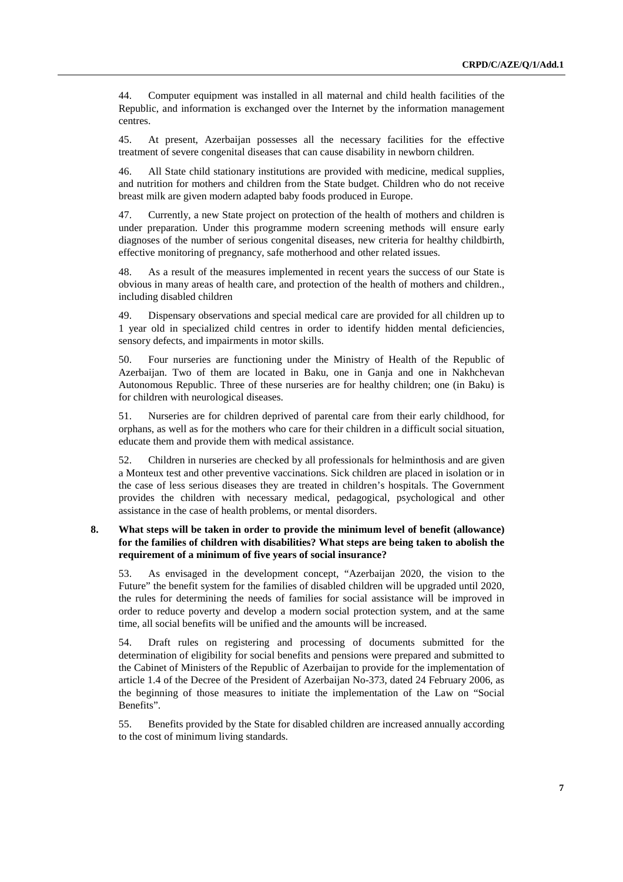44. Computer equipment was installed in all maternal and child health facilities of the Republic, and information is exchanged over the Internet by the information management centres.

45. At present, Azerbaijan possesses all the necessary facilities for the effective treatment of severe congenital diseases that can cause disability in newborn children.

46. All State child stationary institutions are provided with medicine, medical supplies, and nutrition for mothers and children from the State budget. Children who do not receive breast milk are given modern adapted baby foods produced in Europe.

47. Currently, a new State project on protection of the health of mothers and children is under preparation. Under this programme modern screening methods will ensure early diagnoses of the number of serious congenital diseases, new criteria for healthy childbirth, effective monitoring of pregnancy, safe motherhood and other related issues.

48. As a result of the measures implemented in recent years the success of our State is obvious in many areas of health care, and protection of the health of mothers and children., including disabled children

49. Dispensary observations and special medical care are provided for all children up to 1 year old in specialized child centres in order to identify hidden mental deficiencies, sensory defects, and impairments in motor skills.

50. Four nurseries are functioning under the Ministry of Health of the Republic of Azerbaijan. Two of them are located in Baku, one in Ganja and one in Nakhchevan Autonomous Republic. Three of these nurseries are for healthy children; one (in Baku) is for children with neurological diseases.

51. Nurseries are for children deprived of parental care from their early childhood, for orphans, as well as for the mothers who care for their children in a difficult social situation, educate them and provide them with medical assistance.

52. Children in nurseries are checked by all professionals for helminthosis and are given a Monteux test and other preventive vaccinations. Sick children are placed in isolation or in the case of less serious diseases they are treated in children's hospitals. The Government provides the children with necessary medical, pedagogical, psychological and other assistance in the case of health problems, or mental disorders.

**8. What steps will be taken in order to provide the minimum level of benefit (allowance) for the families of children with disabilities? What steps are being taken to abolish the requirement of a minimum of five years of social insurance?**

53. As envisaged in the development concept, "Azerbaijan 2020, the vision to the Future" the benefit system for the families of disabled children will be upgraded until 2020, the rules for determining the needs of families for social assistance will be improved in order to reduce poverty and develop a modern social protection system, and at the same time, all social benefits will be unified and the amounts will be increased.

54. Draft rules on registering and processing of documents submitted for the determination of eligibility for social benefits and pensions were prepared and submitted to the Cabinet of Ministers of the Republic of Azerbaijan to provide for the implementation of article 1.4 of the Decree of the President of Azerbaijan No-373, dated 24 February 2006, as the beginning of those measures to initiate the implementation of the Law on "Social Benefits".

55. Benefits provided by the State for disabled children are increased annually according to the cost of minimum living standards.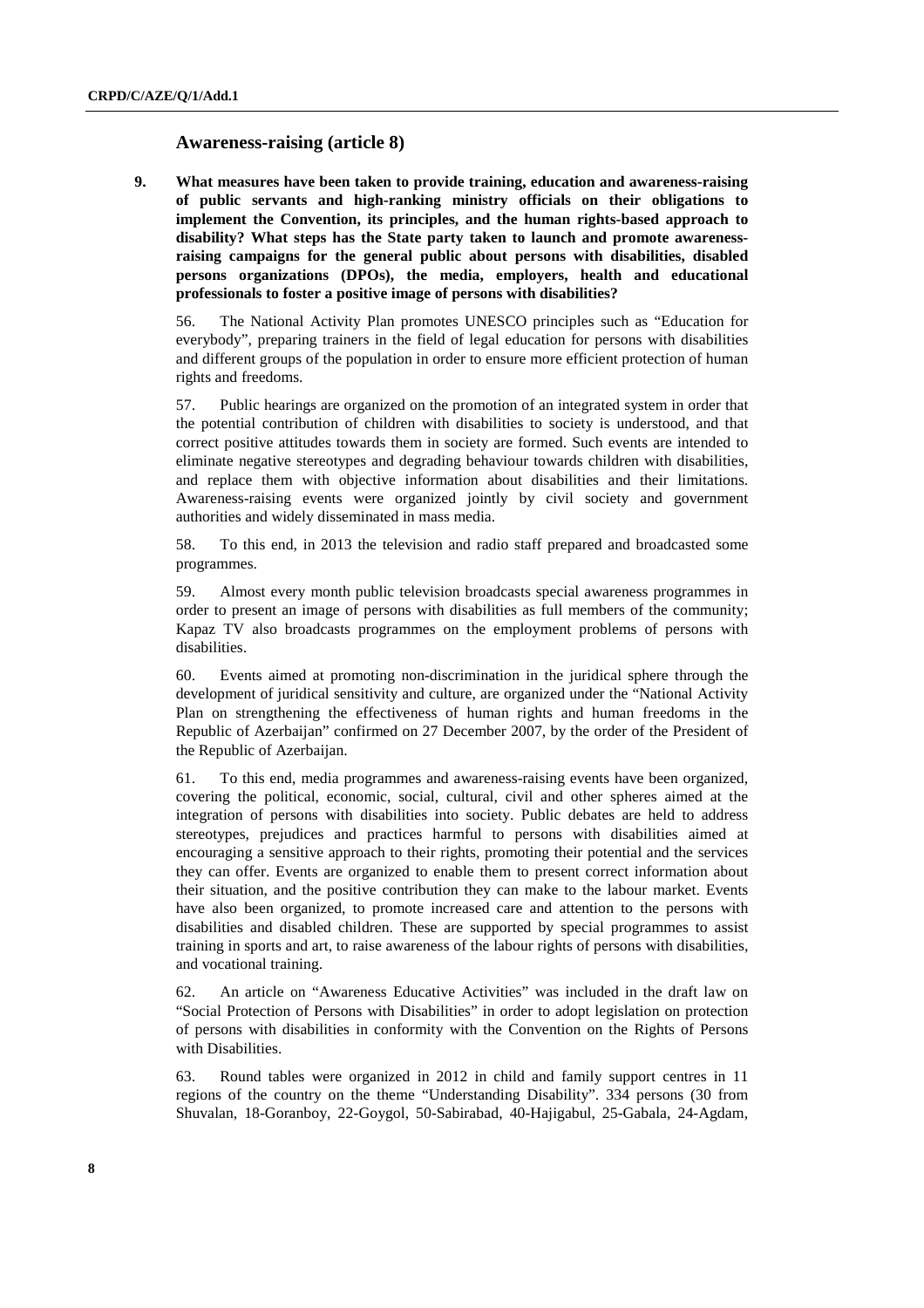## Awareness-raising (article 8)

**9. What measures have been taken to provide training, education and awareness-raising of public servants and high-ranking ministry officials on their obligations to implement the Convention, its principles, and the human rights-based approach to disability? What steps has the State party taken to launch and promote awareness-raising campaigns for the general public about persons with disabilities, disabled persons organizations (DPOs), the media, employers, health and educational professionals to foster a positive image of persons with disabilities?**

56. The National Activity Plan promotes UNESCO principles such as "Education for everybody", preparing trainers in the field of legal education for persons with disabilities and different groups of the population in order to ensure more efficient protection of human rights and freedoms.

57. Public hearings are organized on the promotion of an integrated system in order that the potential contribution of children with disabilities to society is understood, and that correct positive attitudes towards them in society are formed. Such events are intended to eliminate negative stereotypes and degrading behaviour towards children with disabilities, and replace them with objective information about disabilities and their limitations. Awareness-raising events were organized jointly by civil society and government authorities and widely disseminated in mass media.

58. To this end, in 2013 the television and radio staff prepared and broadcasted some programmes.

59. Almost every month public television broadcasts special awareness programmes in order to present an image of persons with disabilities as full members of the community; Kapaz TV also broadcasts programmes on the employment problems of persons with disabilities.

60. Events aimed at promoting non-discrimination in the juridical sphere through the development of juridical sensitivity and culture, are organized under the "National Activity Plan on strengthening the effectiveness of human rights and human freedoms in the Republic of Azerbaijan" confirmed on 27 December 2007, by the order of the President of the Republic of Azerbaijan.

61. To this end, media programmes and awareness-raising events have been organized, covering the political, economic, social, cultural, civil and other spheres aimed at the integration of persons with disabilities into society. Public debates are held to address stereotypes, prejudices and practices harmful to persons with disabilities aimed at encouraging a sensitive approach to their rights, promoting their potential and the services they can offer. Events are organized to enable them to present correct information about their situation, and the positive contribution they can make to the labour market. Events have also been organized, to promote increased care and attention to the persons with disabilities and disabled children. These are supported by special programmes to assist training in sports and art, to raise awareness of the labour rights of persons with disabilities, and vocational training.

62. An article on "Awareness Educative Activities" was included in the draft law on "Social Protection of Persons with Disabilities" in order to adopt legislation on protection of persons with disabilities in conformity with the Convention on the Rights of Persons with Disabilities.

63. Round tables were organized in 2012 in child and family support centres in 11 regions of the country on the theme "Understanding Disability". 334 persons (30 from Shuvalan, 18-Goranboy, 22-Goygol, 50-Sabirabad, 40-Hajigabul, 25-Gabala, 24-Agdam,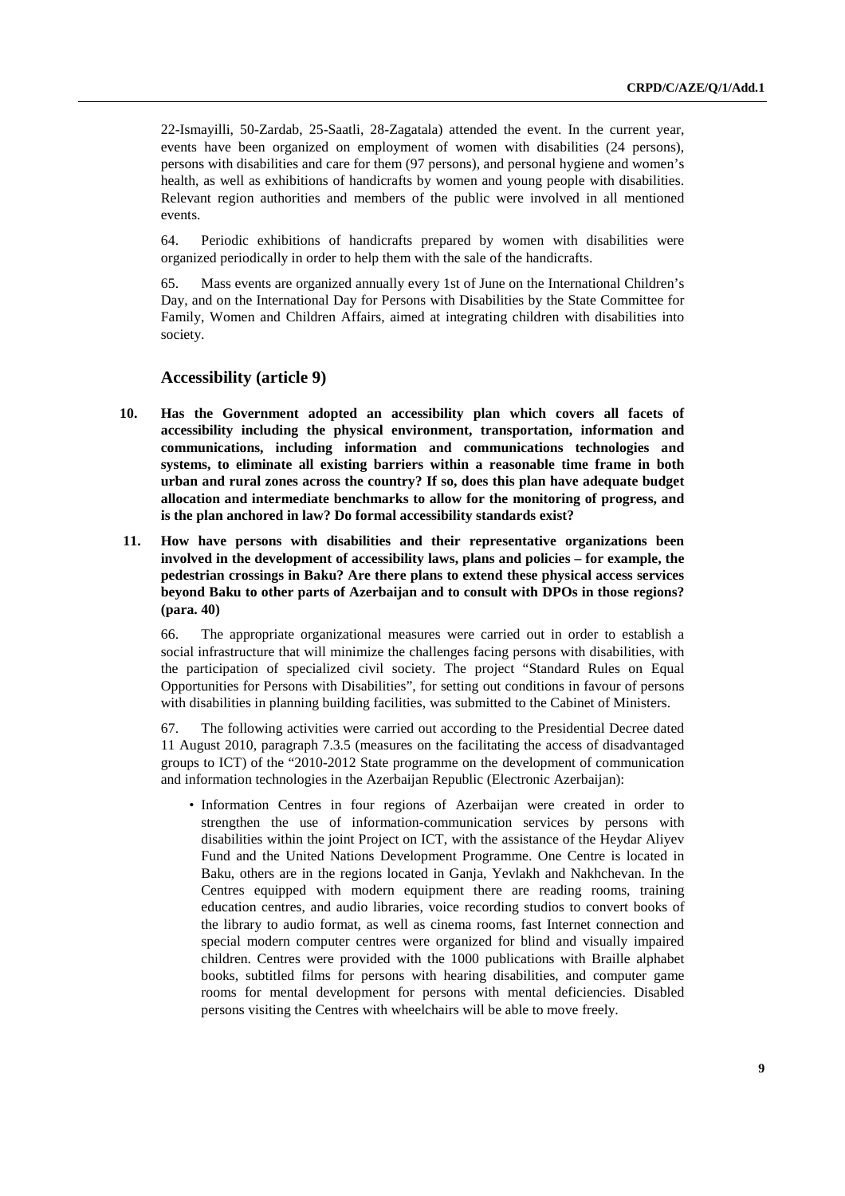22-Ismayilli, 50-Zardab, 25-Saatli, 28-Zagatala) attended the event. In the current year, events have been organized on employment of women with disabilities (24 persons), persons with disabilities and care for them (97 persons), and personal hygiene and women's health, as well as exhibitions of handicrafts by women and young people with disabilities. Relevant region authorities and members of the public were involved in all mentioned events.

64. Periodic exhibitions of handicrafts prepared by women with disabilities were organized periodically in order to help them with the sale of the handicrafts.

65. Mass events are organized annually every 1st of June on the International Children's Day, and on the International Day for Persons with Disabilities by the State Committee for Family, Women and Children Affairs, aimed at integrating children with disabilities into society.

## Accessibility (article 9)

**10. Has the Government adopted an accessibility plan which covers all facets of accessibility including the physical environment, transportation, information and communications, including information and communications technologies and systems, to eliminate all existing barriers within a reasonable time frame in both urban and rural zones across the country? If so, does this plan have adequate budget allocation and intermediate benchmarks to allow for the monitoring of progress, and is the plan anchored in law? Do formal accessibility standards exist?**

**11. How have persons with disabilities and their representative organizations been involved in the development of accessibility laws, plans and policies – for example, the pedestrian crossings in Baku? Are there plans to extend these physical access services beyond Baku to other parts of Azerbaijan and to consult with DPOs in those regions? (para. 40)**

66. The appropriate organizational measures were carried out in order to establish a social infrastructure that will minimize the challenges facing persons with disabilities, with the participation of specialized civil society. The project "Standard Rules on Equal Opportunities for Persons with Disabilities", for setting out conditions in favour of persons with disabilities in planning building facilities, was submitted to the Cabinet of Ministers.

67. The following activities were carried out according to the Presidential Decree dated 11 August 2010, paragraph 7.3.5 (measures on the facilitating the access of disadvantaged groups to ICT) of the "2010-2012 State programme on the development of communication and information technologies in the Azerbaijan Republic (Electronic Azerbaijan):

- Information Centres in four regions of Azerbaijan were created in order to strengthen the use of information-communication services by persons with disabilities within the joint Project on ICT, with the assistance of the Heydar Aliyev Fund and the United Nations Development Programme. One Centre is located in Baku, others are in the regions located in Ganja, Yevlakh and Nakhchevan. In the Centres equipped with modern equipment there are reading rooms, training education centres, and audio libraries, voice recording studios to convert books of the library to audio format, as well as cinema rooms, fast Internet connection and special modern computer centres were organized for blind and visually impaired children. Centres were provided with the 1000 publications with Braille alphabet books, subtitled films for persons with hearing disabilities, and computer game rooms for mental development for persons with mental deficiencies. Disabled persons visiting the Centres with wheelchairs will be able to move freely.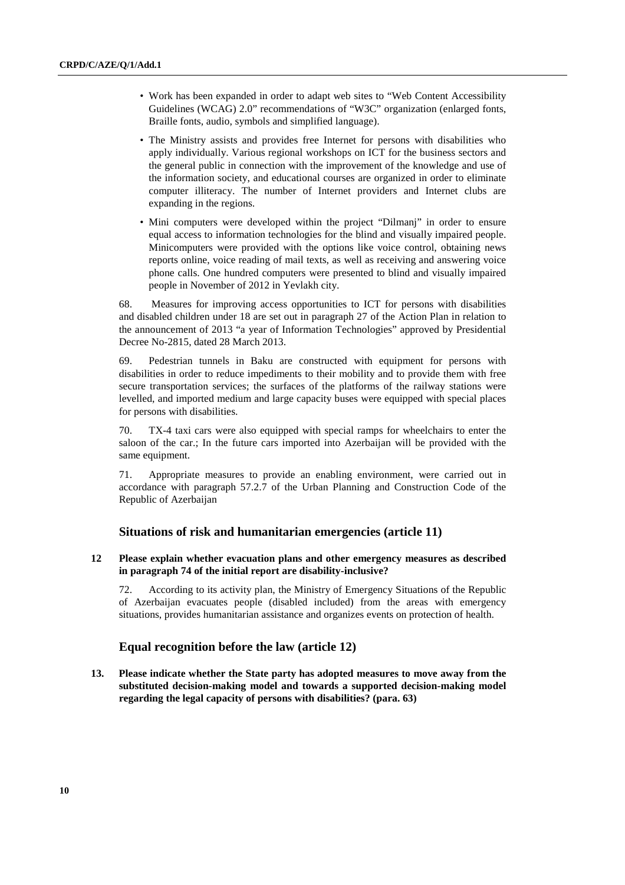- Work has been expanded in order to adapt web sites to "Web Content Accessibility Guidelines (WCAG) 2.0" recommendations of "W3C" organization (enlarged fonts, Braille fonts, audio, symbols and simplified language).
- The Ministry assists and provides free Internet for persons with disabilities who apply individually. Various regional workshops on ICT for the business sectors and the general public in connection with the improvement of the knowledge and use of the information society, and educational courses are organized in order to eliminate computer illiteracy. The number of Internet providers and Internet clubs are expanding in the regions.
- Mini computers were developed within the project "Dilmanj" in order to ensure equal access to information technologies for the blind and visually impaired people. Minicomputers were provided with the options like voice control, obtaining news reports online, voice reading of mail texts, as well as receiving and answering voice phone calls. One hundred computers were presented to blind and visually impaired people in November of 2012 in Yevlakh city.

68. Measures for improving access opportunities to ICT for persons with disabilities and disabled children under 18 are set out in paragraph 27 of the Action Plan in relation to the announcement of 2013 "a year of Information Technologies" approved by Presidential Decree No-2815, dated 28 March 2013.

69. Pedestrian tunnels in Baku are constructed with equipment for persons with disabilities in order to reduce impediments to their mobility and to provide them with free secure transportation services; the surfaces of the platforms of the railway stations were levelled, and imported medium and large capacity buses were equipped with special places for persons with disabilities.

70. TX-4 taxi cars were also equipped with special ramps for wheelchairs to enter the saloon of the car.; In the future cars imported into Azerbaijan will be provided with the same equipment.

71. Appropriate measures to provide an enabling environment, were carried out in accordance with paragraph 57.2.7 of the Urban Planning and Construction Code of the Republic of Azerbaijan

## Situations of risk and humanitarian emergencies (article 11)

**12 Please explain whether evacuation plans and other emergency measures as described in paragraph 74 of the initial report are disability-inclusive?**

72. According to its activity plan, the Ministry of Emergency Situations of the Republic of Azerbaijan evacuates people (disabled included) from the areas with emergency situations, provides humanitarian assistance and organizes events on protection of health.

## Equal recognition before the law (article 12)

**13. Please indicate whether the State party has adopted measures to move away from the substituted decision-making model and towards a supported decision-making model regarding the legal capacity of persons with disabilities? (para. 63)**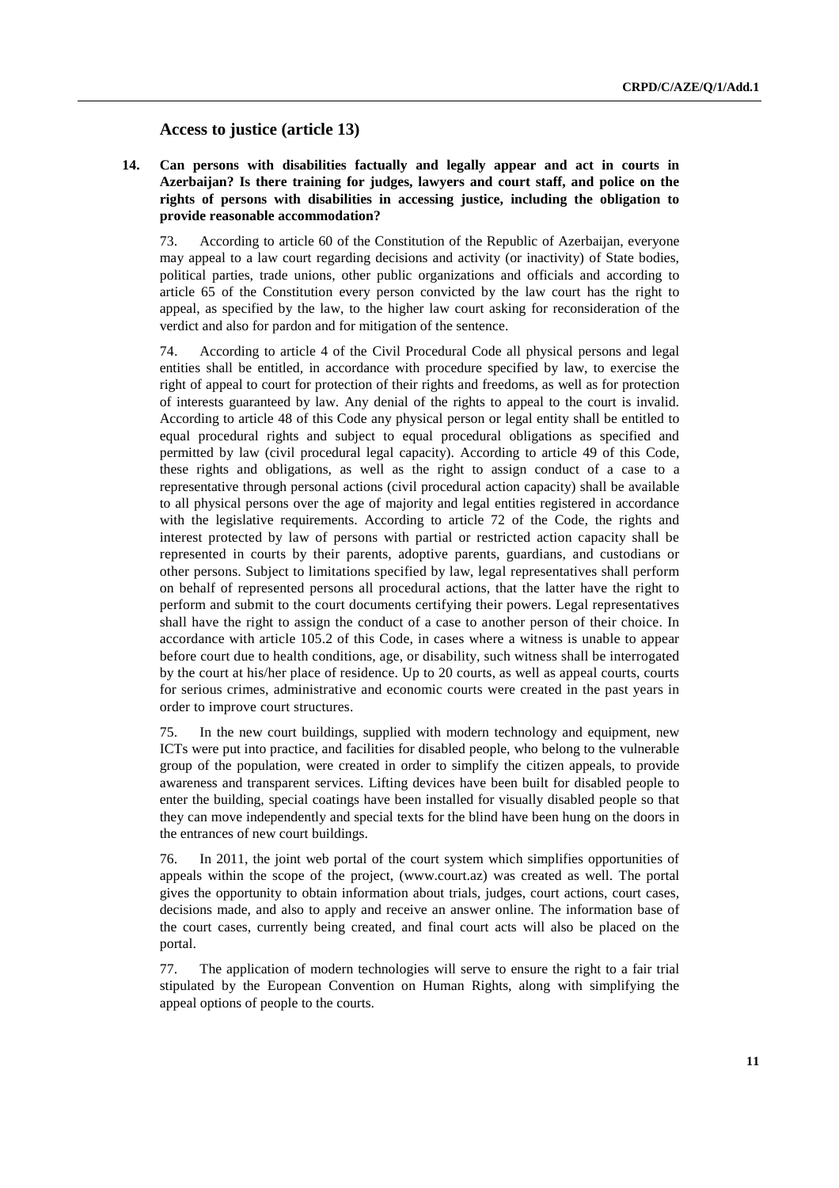## Access to justice (article 13)

**14. Can persons with disabilities factually and legally appear and act in courts in Azerbaijan? Is there training for judges, lawyers and court staff, and police on the rights of persons with disabilities in accessing justice, including the obligation to provide reasonable accommodation?**

73. According to article 60 of the Constitution of the Republic of Azerbaijan, everyone may appeal to a law court regarding decisions and activity (or inactivity) of State bodies, political parties, trade unions, other public organizations and officials and according to article 65 of the Constitution every person convicted by the law court has the right to appeal, as specified by the law, to the higher law court asking for reconsideration of the verdict and also for pardon and for mitigation of the sentence.

74. According to article 4 of the Civil Procedural Code all physical persons and legal entities shall be entitled, in accordance with procedure specified by law, to exercise the right of appeal to court for protection of their rights and freedoms, as well as for protection of interests guaranteed by law. Any denial of the rights to appeal to the court is invalid. According to article 48 of this Code any physical person or legal entity shall be entitled to equal procedural rights and subject to equal procedural obligations as specified and permitted by law (civil procedural legal capacity). According to article 49 of this Code, these rights and obligations, as well as the right to assign conduct of a case to a representative through personal actions (civil procedural action capacity) shall be available to all physical persons over the age of majority and legal entities registered in accordance with the legislative requirements. According to article 72 of the Code, the rights and interest protected by law of persons with partial or restricted action capacity shall be represented in courts by their parents, adoptive parents, guardians, and custodians or other persons. Subject to limitations specified by law, legal representatives shall perform on behalf of represented persons all procedural actions, that the latter have the right to perform and submit to the court documents certifying their powers. Legal representatives shall have the right to assign the conduct of a case to another person of their choice. In accordance with article 105.2 of this Code, in cases where a witness is unable to appear before court due to health conditions, age, or disability, such witness shall be interrogated by the court at his/her place of residence. Up to 20 courts, as well as appeal courts, courts for serious crimes, administrative and economic courts were created in the past years in order to improve court structures.

75. In the new court buildings, supplied with modern technology and equipment, new ICTs were put into practice, and facilities for disabled people, who belong to the vulnerable group of the population, were created in order to simplify the citizen appeals, to provide awareness and transparent services. Lifting devices have been built for disabled people to enter the building, special coatings have been installed for visually disabled people so that they can move independently and special texts for the blind have been hung on the doors in the entrances of new court buildings.

76. In 2011, the joint web portal of the court system which simplifies opportunities of appeals within the scope of the project, (www.court.az) was created as well. The portal gives the opportunity to obtain information about trials, judges, court actions, court cases, decisions made, and also to apply and receive an answer online. The information base of the court cases, currently being created, and final court acts will also be placed on the portal.

77. The application of modern technologies will serve to ensure the right to a fair trial stipulated by the European Convention on Human Rights, along with simplifying the appeal options of people to the courts.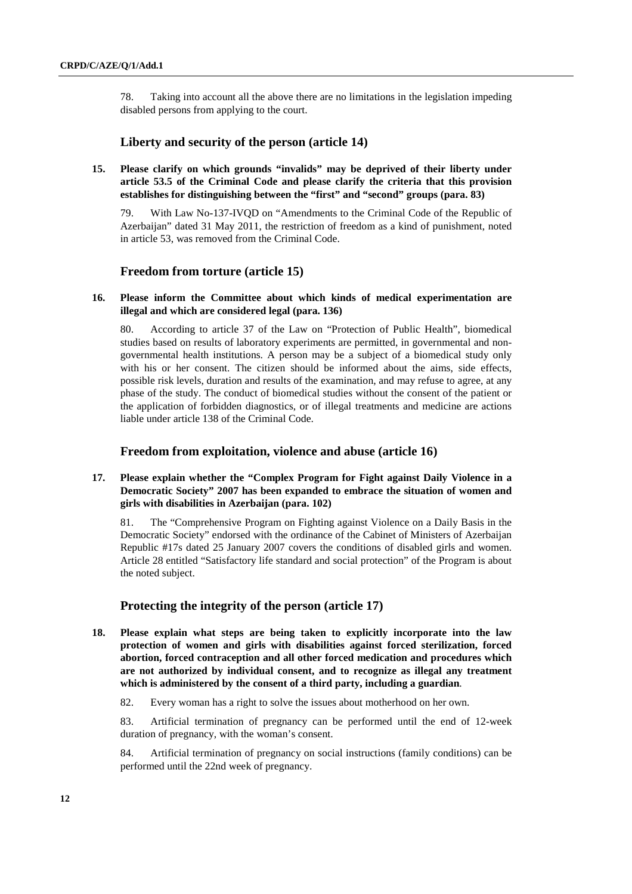78. Taking into account all the above there are no limitations in the legislation impeding disabled persons from applying to the court.

## Liberty and security of the person (article 14)

**15. Please clarify on which grounds "invalids" may be deprived of their liberty under article 53.5 of the Criminal Code and please clarify the criteria that this provision establishes for distinguishing between the "first" and "second" groups (para. 83)**

79. With Law No-137-IVQD on "Amendments to the Criminal Code of the Republic of Azerbaijan" dated 31 May 2011, the restriction of freedom as a kind of punishment, noted in article 53, was removed from the Criminal Code.

## Freedom from torture (article 15)

**16. Please inform the Committee about which kinds of medical experimentation are illegal and which are considered legal (para. 136)**

80. According to article 37 of the Law on "Protection of Public Health", biomedical studies based on results of laboratory experiments are permitted, in governmental and non-governmental health institutions. A person may be a subject of a biomedical study only with his or her consent. The citizen should be informed about the aims, side effects, possible risk levels, duration and results of the examination, and may refuse to agree, at any phase of the study. The conduct of biomedical studies without the consent of the patient or the application of forbidden diagnostics, or of illegal treatments and medicine are actions liable under article 138 of the Criminal Code.

## Freedom from exploitation, violence and abuse (article 16)

**17. Please explain whether the "Complex Program for Fight against Daily Violence in a Democratic Society" 2007 has been expanded to embrace the situation of women and girls with disabilities in Azerbaijan (para. 102)**

81. The "Comprehensive Program on Fighting against Violence on a Daily Basis in the Democratic Society" endorsed with the ordinance of the Cabinet of Ministers of Azerbaijan Republic #17s dated 25 January 2007 covers the conditions of disabled girls and women. Article 28 entitled "Satisfactory life standard and social protection" of the Program is about the noted subject.

## Protecting the integrity of the person (article 17)

**18. Please explain what steps are being taken to explicitly incorporate into the law protection of women and girls with disabilities against forced sterilization, forced abortion, forced contraception and all other forced medication and procedures which are not authorized by individual consent, and to recognize as illegal any treatment which is administered by the consent of a third party, including a guardian**.

82. Every woman has a right to solve the issues about motherhood on her own.

83. Artificial termination of pregnancy can be performed until the end of 12-week duration of pregnancy, with the woman's consent.

84. Artificial termination of pregnancy on social instructions (family conditions) can be performed until the 22nd week of pregnancy.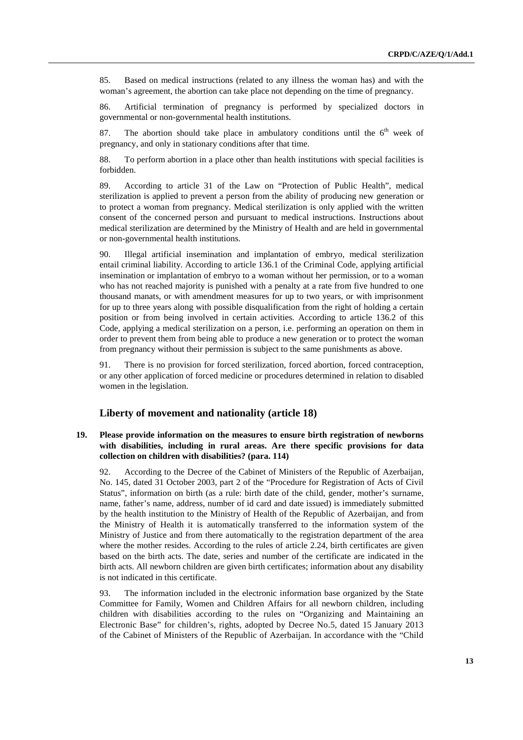85. Based on medical instructions (related to any illness the woman has) and with the woman's agreement, the abortion can take place not depending on the time of pregnancy.

86. Artificial termination of pregnancy is performed by specialized doctors in governmental or non-governmental health institutions.

87. The abortion should take place in ambulatory conditions until the 6th week of pregnancy, and only in stationary conditions after that time.

88. To perform abortion in a place other than health institutions with special facilities is forbidden.

89. According to article 31 of the Law on "Protection of Public Health", medical sterilization is applied to prevent a person from the ability of producing new generation or to protect a woman from pregnancy. Medical sterilization is only applied with the written consent of the concerned person and pursuant to medical instructions. Instructions about medical sterilization are determined by the Ministry of Health and are held in governmental or non-governmental health institutions.

90. Illegal artificial insemination and implantation of embryo, medical sterilization entail criminal liability. According to article 136.1 of the Criminal Code, applying artificial insemination or implantation of embryo to a woman without her permission, or to a woman who has not reached majority is punished with a penalty at a rate from five hundred to one thousand manats, or with amendment measures for up to two years, or with imprisonment for up to three years along with possible disqualification from the right of holding a certain position or from being involved in certain activities. According to article 136.2 of this Code, applying a medical sterilization on a person, i.e. performing an operation on them in order to prevent them from being able to produce a new generation or to protect the woman from pregnancy without their permission is subject to the same punishments as above.

91. There is no provision for forced sterilization, forced abortion, forced contraception, or any other application of forced medicine or procedures determined in relation to disabled women in the legislation.

## Liberty of movement and nationality (article 18)

**19. Please provide information on the measures to ensure birth registration of newborns with disabilities, including in rural areas. Are there specific provisions for data collection on children with disabilities? (para. 114)**

92. According to the Decree of the Cabinet of Ministers of the Republic of Azerbaijan, No. 145, dated 31 October 2003, part 2 of the "Procedure for Registration of Acts of Civil Status", information on birth (as a rule: birth date of the child, gender, mother's surname, name, father's name, address, number of id card and date issued) is immediately submitted by the health institution to the Ministry of Health of the Republic of Azerbaijan, and from the Ministry of Health it is automatically transferred to the information system of the Ministry of Justice and from there automatically to the registration department of the area where the mother resides. According to the rules of article 2.24, birth certificates are given based on the birth acts. The date, series and number of the certificate are indicated in the birth acts. All newborn children are given birth certificates; information about any disability is not indicated in this certificate.

93. The information included in the electronic information base organized by the State Committee for Family, Women and Children Affairs for all newborn children, including children with disabilities according to the rules on "Organizing and Maintaining an Electronic Base" for children's, rights, adopted by Decree No.5, dated 15 January 2013 of the Cabinet of Ministers of the Republic of Azerbaijan. In accordance with the "Child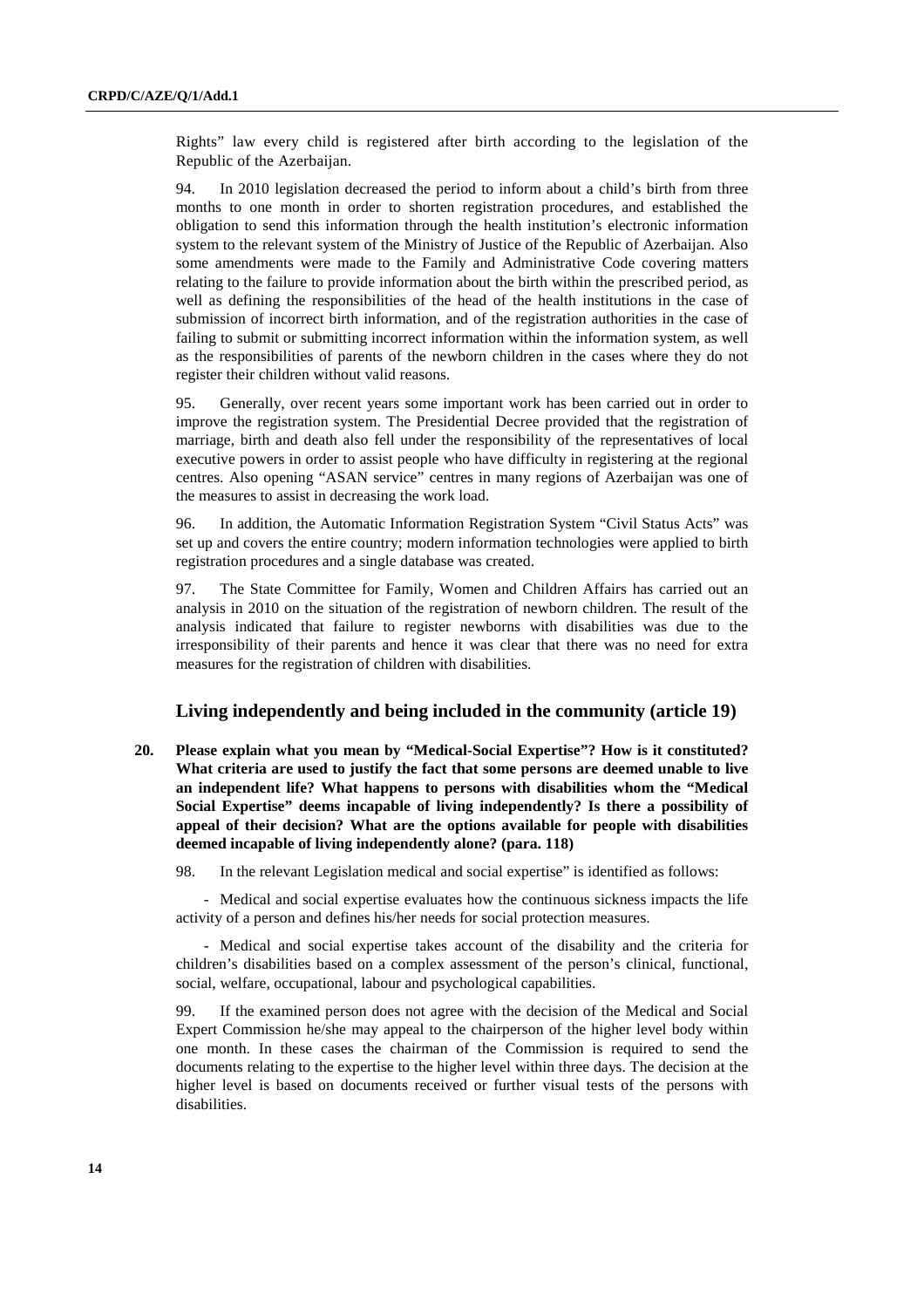Rights" law every child is registered after birth according to the legislation of the Republic of the Azerbaijan.

94. In 2010 legislation decreased the period to inform about a child's birth from three months to one month in order to shorten registration procedures, and established the obligation to send this information through the health institution's electronic information system to the relevant system of the Ministry of Justice of the Republic of Azerbaijan. Also some amendments were made to the Family and Administrative Code covering matters relating to the failure to provide information about the birth within the prescribed period, as well as defining the responsibilities of the head of the health institutions in the case of submission of incorrect birth information, and of the registration authorities in the case of failing to submit or submitting incorrect information within the information system, as well as the responsibilities of parents of the newborn children in the cases where they do not register their children without valid reasons.

95. Generally, over recent years some important work has been carried out in order to improve the registration system. The Presidential Decree provided that the registration of marriage, birth and death also fell under the responsibility of the representatives of local executive powers in order to assist people who have difficulty in registering at the regional centres. Also opening "ASAN service" centres in many regions of Azerbaijan was one of the measures to assist in decreasing the work load.

96. In addition, the Automatic Information Registration System "Civil Status Acts" was set up and covers the entire country; modern information technologies were applied to birth registration procedures and a single database was created.

97. The State Committee for Family, Women and Children Affairs has carried out an analysis in 2010 on the situation of the registration of newborn children. The result of the analysis indicated that failure to register newborns with disabilities was due to the irresponsibility of their parents and hence it was clear that there was no need for extra measures for the registration of children with disabilities.

## Living independently and being included in the community (article 19)

**20. Please explain what you mean by "Medical-Social Expertise"? How is it constituted? What criteria are used to justify the fact that some persons are deemed unable to live an independent life? What happens to persons with disabilities whom the "Medical Social Expertise" deems incapable of living independently? Is there a possibility of appeal of their decision? What are the options available for people with disabilities deemed incapable of living independently alone? (para. 118)**

98. In the relevant Legislation medical and social expertise" is identified as follows:

- Medical and social expertise evaluates how the continuous sickness impacts the life activity of a person and defines his/her needs for social protection measures.

- Medical and social expertise takes account of the disability and the criteria for children's disabilities based on a complex assessment of the person's clinical, functional, social, welfare, occupational, labour and psychological capabilities.

99. If the examined person does not agree with the decision of the Medical and Social Expert Commission he/she may appeal to the chairperson of the higher level body within one month. In these cases the chairman of the Commission is required to send the documents relating to the expertise to the higher level within three days. The decision at the higher level is based on documents received or further visual tests of the persons with disabilities.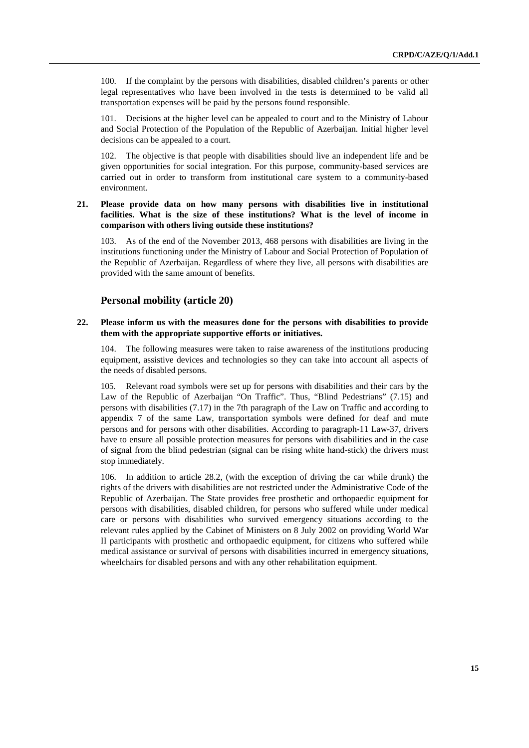100. If the complaint by the persons with disabilities, disabled children's parents or other legal representatives who have been involved in the tests is determined to be valid all transportation expenses will be paid by the persons found responsible.

101. Decisions at the higher level can be appealed to court and to the Ministry of Labour and Social Protection of the Population of the Republic of Azerbaijan. Initial higher level decisions can be appealed to a court.

102. The objective is that people with disabilities should live an independent life and be given opportunities for social integration. For this purpose, community-based services are carried out in order to transform from institutional care system to a community-based environment.

**21. Please provide data on how many persons with disabilities live in institutional facilities. What is the size of these institutions? What is the level of income in comparison with others living outside these institutions?**

103. As of the end of the November 2013, 468 persons with disabilities are living in the institutions functioning under the Ministry of Labour and Social Protection of Population of the Republic of Azerbaijan. Regardless of where they live, all persons with disabilities are provided with the same amount of benefits.

## Personal mobility (article 20)

**22. Please inform us with the measures done for the persons with disabilities to provide them with the appropriate supportive efforts or initiatives.**

104. The following measures were taken to raise awareness of the institutions producing equipment, assistive devices and technologies so they can take into account all aspects of the needs of disabled persons.

105. Relevant road symbols were set up for persons with disabilities and their cars by the Law of the Republic of Azerbaijan "On Traffic". Thus, "Blind Pedestrians" (7.15) and persons with disabilities (7.17) in the 7th paragraph of the Law on Traffic and according to appendix 7 of the same Law, transportation symbols were defined for deaf and mute persons and for persons with other disabilities. According to paragraph-11 Law-37, drivers have to ensure all possible protection measures for persons with disabilities and in the case of signal from the blind pedestrian (signal can be rising white hand-stick) the drivers must stop immediately.

106. In addition to article 28.2, (with the exception of driving the car while drunk) the rights of the drivers with disabilities are not restricted under the Administrative Code of the Republic of Azerbaijan. The State provides free prosthetic and orthopaedic equipment for persons with disabilities, disabled children, for persons who suffered while under medical care or persons with disabilities who survived emergency situations according to the relevant rules applied by the Cabinet of Ministers on 8 July 2002 on providing World War II participants with prosthetic and orthopaedic equipment, for citizens who suffered while medical assistance or survival of persons with disabilities incurred in emergency situations, wheelchairs for disabled persons and with any other rehabilitation equipment.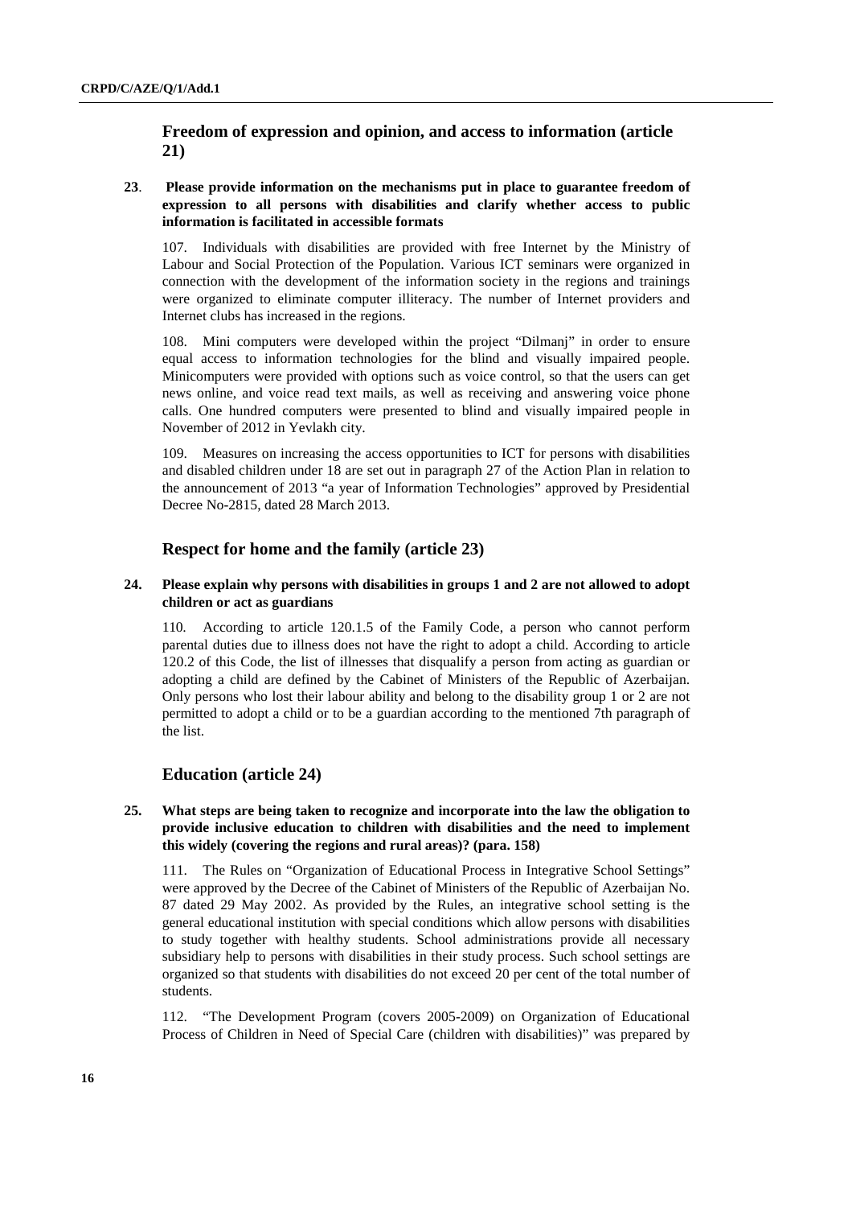## Freedom of expression and opinion, and access to information (article 21)

**23**. **Please provide information on the mechanisms put in place to guarantee freedom of expression to all persons with disabilities and clarify whether access to public information is facilitated in accessible formats**

107. Individuals with disabilities are provided with free Internet by the Ministry of Labour and Social Protection of the Population. Various ICT seminars were organized in connection with the development of the information society in the regions and trainings were organized to eliminate computer illiteracy. The number of Internet providers and Internet clubs has increased in the regions.

108. Mini computers were developed within the project "Dilmanj" in order to ensure equal access to information technologies for the blind and visually impaired people. Minicomputers were provided with options such as voice control, so that the users can get news online, and voice read text mails, as well as receiving and answering voice phone calls. One hundred computers were presented to blind and visually impaired people in November of 2012 in Yevlakh city.

109. Measures on increasing the access opportunities to ICT for persons with disabilities and disabled children under 18 are set out in paragraph 27 of the Action Plan in relation to the announcement of 2013 "a year of Information Technologies" approved by Presidential Decree No-2815, dated 28 March 2013.

## Respect for home and the family (article 23)

**24. Please explain why persons with disabilities in groups 1 and 2 are not allowed to adopt children or act as guardians**

110. According to article 120.1.5 of the Family Code, a person who cannot perform parental duties due to illness does not have the right to adopt a child. According to article 120.2 of this Code, the list of illnesses that disqualify a person from acting as guardian or adopting a child are defined by the Cabinet of Ministers of the Republic of Azerbaijan. Only persons who lost their labour ability and belong to the disability group 1 or 2 are not permitted to adopt a child or to be a guardian according to the mentioned 7th paragraph of the list.

## Education (article 24)

**25. What steps are being taken to recognize and incorporate into the law the obligation to provide inclusive education to children with disabilities and the need to implement this widely (covering the regions and rural areas)? (para. 158)**

111. The Rules on "Organization of Educational Process in Integrative School Settings" were approved by the Decree of the Cabinet of Ministers of the Republic of Azerbaijan No. 87 dated 29 May 2002. As provided by the Rules, an integrative school setting is the general educational institution with special conditions which allow persons with disabilities to study together with healthy students. School administrations provide all necessary subsidiary help to persons with disabilities in their study process. Such school settings are organized so that students with disabilities do not exceed 20 per cent of the total number of students.

112. "The Development Program (covers 2005-2009) on Organization of Educational Process of Children in Need of Special Care (children with disabilities)" was prepared by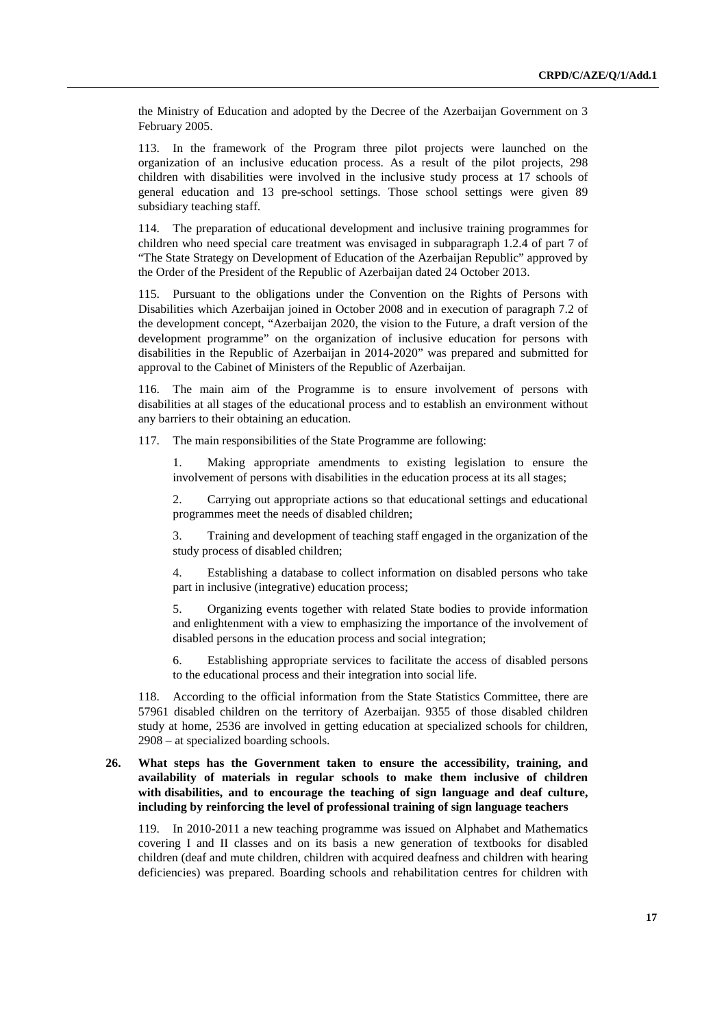the Ministry of Education and adopted by the Decree of the Azerbaijan Government on 3 February 2005.

113. In the framework of the Program three pilot projects were launched on the organization of an inclusive education process. As a result of the pilot projects, 298 children with disabilities were involved in the inclusive study process at 17 schools of general education and 13 pre-school settings. Those school settings were given 89 subsidiary teaching staff.

114. The preparation of educational development and inclusive training programmes for children who need special care treatment was envisaged in subparagraph 1.2.4 of part 7 of "The State Strategy on Development of Education of the Azerbaijan Republic" approved by the Order of the President of the Republic of Azerbaijan dated 24 October 2013.

115. Pursuant to the obligations under the Convention on the Rights of Persons with Disabilities which Azerbaijan joined in October 2008 and in execution of paragraph 7.2 of the development concept, "Azerbaijan 2020, the vision to the Future, a draft version of the development programme" on the organization of inclusive education for persons with disabilities in the Republic of Azerbaijan in 2014-2020" was prepared and submitted for approval to the Cabinet of Ministers of the Republic of Azerbaijan.

116. The main aim of the Programme is to ensure involvement of persons with disabilities at all stages of the educational process and to establish an environment without any barriers to their obtaining an education.

117. The main responsibilities of the State Programme are following:

1. Making appropriate amendments to existing legislation to ensure the involvement of persons with disabilities in the education process at its all stages;

2. Carrying out appropriate actions so that educational settings and educational programmes meet the needs of disabled children;

3. Training and development of teaching staff engaged in the organization of the study process of disabled children;

4. Establishing a database to collect information on disabled persons who take part in inclusive (integrative) education process;

5. Organizing events together with related State bodies to provide information and enlightenment with a view to emphasizing the importance of the involvement of disabled persons in the education process and social integration;

6. Establishing appropriate services to facilitate the access of disabled persons to the educational process and their integration into social life.

118. According to the official information from the State Statistics Committee, there are 57961 disabled children on the territory of Azerbaijan. 9355 of those disabled children study at home, 2536 are involved in getting education at specialized schools for children, 2908 – at specialized boarding schools.

**26. What steps has the Government taken to ensure the accessibility, training, and availability of materials in regular schools to make them inclusive of children with disabilities, and to encourage the teaching of sign language and deaf culture, including by reinforcing the level of professional training of sign language teachers**

119. In 2010-2011 a new teaching programme was issued on Alphabet and Mathematics covering I and II classes and on its basis a new generation of textbooks for disabled children (deaf and mute children, children with acquired deafness and children with hearing deficiencies) was prepared. Boarding schools and rehabilitation centres for children with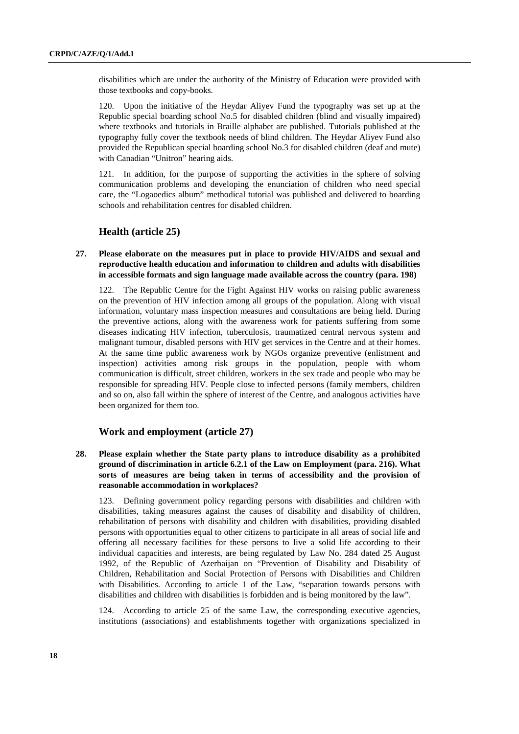disabilities which are under the authority of the Ministry of Education were provided with those textbooks and copy-books.

120. Upon the initiative of the Heydar Aliyev Fund the typography was set up at the Republic special boarding school No.5 for disabled children (blind and visually impaired) where textbooks and tutorials in Braille alphabet are published. Tutorials published at the typography fully cover the textbook needs of blind children. The Heydar Aliyev Fund also provided the Republican special boarding school No.3 for disabled children (deaf and mute) with Canadian "Unitron" hearing aids.

121. In addition, for the purpose of supporting the activities in the sphere of solving communication problems and developing the enunciation of children who need special care, the "Logaoedics album" methodical tutorial was published and delivered to boarding schools and rehabilitation centres for disabled children.

## Health (article 25)

**27. Please elaborate on the measures put in place to provide HIV/AIDS and sexual and reproductive health education and information to children and adults with disabilities in accessible formats and sign language made available across the country (para. 198)**

122. The Republic Centre for the Fight Against HIV works on raising public awareness on the prevention of HIV infection among all groups of the population. Along with visual information, voluntary mass inspection measures and consultations are being held. During the preventive actions, along with the awareness work for patients suffering from some diseases indicating HIV infection, tuberculosis, traumatized central nervous system and malignant tumour, disabled persons with HIV get services in the Centre and at their homes. At the same time public awareness work by NGOs organize preventive (enlistment and inspection) activities among risk groups in the population, people with whom communication is difficult, street children, workers in the sex trade and people who may be responsible for spreading HIV. People close to infected persons (family members, children and so on, also fall within the sphere of interest of the Centre, and analogous activities have been organized for them too.

## Work and employment (article 27)

**28. Please explain whether the State party plans to introduce disability as a prohibited ground of discrimination in article 6.2.1 of the Law on Employment (para. 216). What sorts of measures are being taken in terms of accessibility and the provision of reasonable accommodation in workplaces?**

123. Defining government policy regarding persons with disabilities and children with disabilities, taking measures against the causes of disability and disability of children, rehabilitation of persons with disability and children with disabilities, providing disabled persons with opportunities equal to other citizens to participate in all areas of social life and offering all necessary facilities for these persons to live a solid life according to their individual capacities and interests, are being regulated by Law No. 284 dated 25 August 1992, of the Republic of Azerbaijan on "Prevention of Disability and Disability of Children, Rehabilitation and Social Protection of Persons with Disabilities and Children with Disabilities. According to article 1 of the Law, "separation towards persons with disabilities and children with disabilities is forbidden and is being monitored by the law".

124. According to article 25 of the same Law, the corresponding executive agencies, institutions (associations) and establishments together with organizations specialized in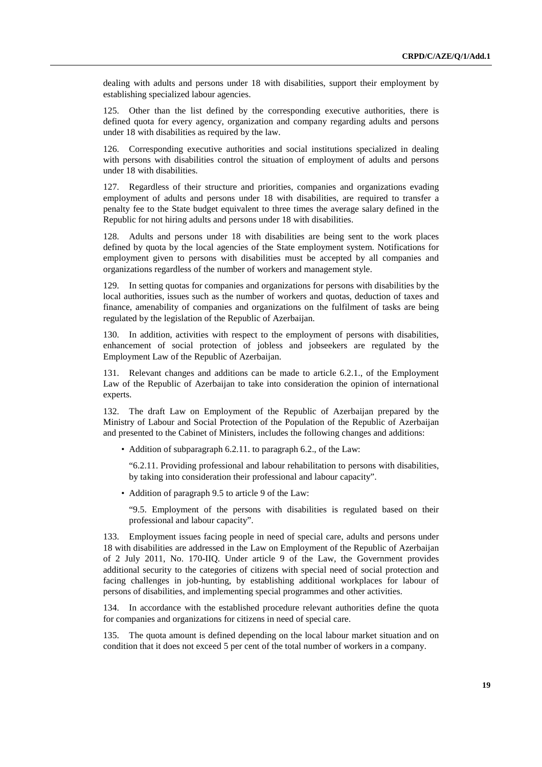dealing with adults and persons under 18 with disabilities, support their employment by establishing specialized labour agencies.

125. Other than the list defined by the corresponding executive authorities, there is defined quota for every agency, organization and company regarding adults and persons under 18 with disabilities as required by the law.

126. Corresponding executive authorities and social institutions specialized in dealing with persons with disabilities control the situation of employment of adults and persons under 18 with disabilities.

127. Regardless of their structure and priorities, companies and organizations evading employment of adults and persons under 18 with disabilities, are required to transfer a penalty fee to the State budget equivalent to three times the average salary defined in the Republic for not hiring adults and persons under 18 with disabilities.

128. Adults and persons under 18 with disabilities are being sent to the work places defined by quota by the local agencies of the State employment system. Notifications for employment given to persons with disabilities must be accepted by all companies and organizations regardless of the number of workers and management style.

129. In setting quotas for companies and organizations for persons with disabilities by the local authorities, issues such as the number of workers and quotas, deduction of taxes and finance, amenability of companies and organizations on the fulfilment of tasks are being regulated by the legislation of the Republic of Azerbaijan.

130. In addition, activities with respect to the employment of persons with disabilities, enhancement of social protection of jobless and jobseekers are regulated by the Employment Law of the Republic of Azerbaijan.

131. Relevant changes and additions can be made to article 6.2.1., of the Employment Law of the Republic of Azerbaijan to take into consideration the opinion of international experts.

132. The draft Law on Employment of the Republic of Azerbaijan prepared by the Ministry of Labour and Social Protection of the Population of the Republic of Azerbaijan and presented to the Cabinet of Ministers, includes the following changes and additions:

- Addition of subparagraph 6.2.11. to paragraph 6.2., of the Law:

  "6.2.11. Providing professional and labour rehabilitation to persons with disabilities, by taking into consideration their professional and labour capacity".

- Addition of paragraph 9.5 to article 9 of the Law:

  "9.5. Employment of the persons with disabilities is regulated based on their professional and labour capacity".

133. Employment issues facing people in need of special care, adults and persons under 18 with disabilities are addressed in the Law on Employment of the Republic of Azerbaijan of 2 July 2011, No. 170-IIQ. Under article 9 of the Law, the Government provides additional security to the categories of citizens with special need of social protection and facing challenges in job-hunting, by establishing additional workplaces for labour of persons of disabilities, and implementing special programmes and other activities.

134. In accordance with the established procedure relevant authorities define the quota for companies and organizations for citizens in need of special care.

135. The quota amount is defined depending on the local labour market situation and on condition that it does not exceed 5 per cent of the total number of workers in a company.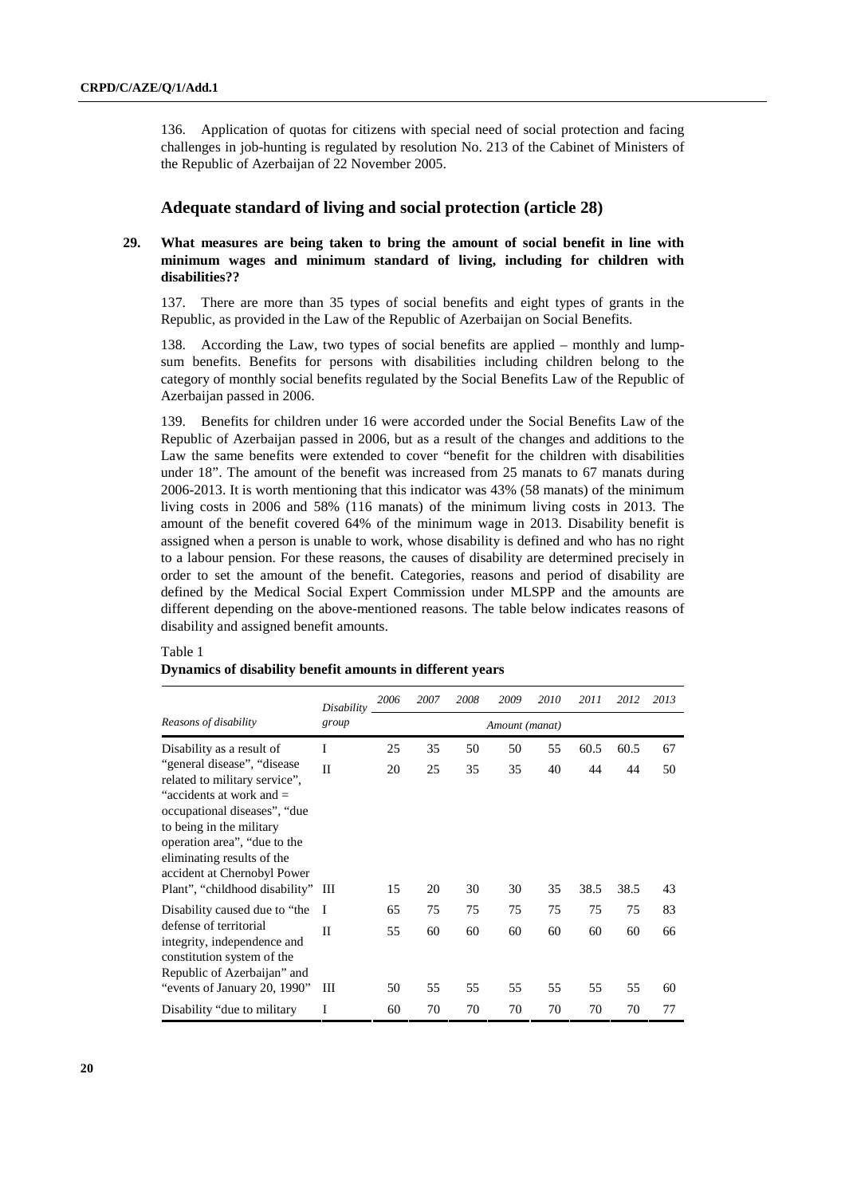136. Application of quotas for citizens with special need of social protection and facing challenges in job-hunting is regulated by resolution No. 213 of the Cabinet of Ministers of the Republic of Azerbaijan of 22 November 2005.

## Adequate standard of living and social protection (article 28)

**29. What measures are being taken to bring the amount of social benefit in line with minimum wages and minimum standard of living, including for children with disabilities??**

137. There are more than 35 types of social benefits and eight types of grants in the Republic, as provided in the Law of the Republic of Azerbaijan on Social Benefits.

138. According the Law, two types of social benefits are applied – monthly and lump-sum benefits. Benefits for persons with disabilities including children belong to the category of monthly social benefits regulated by the Social Benefits Law of the Republic of Azerbaijan passed in 2006.

139. Benefits for children under 16 were accorded under the Social Benefits Law of the Republic of Azerbaijan passed in 2006, but as a result of the changes and additions to the Law the same benefits were extended to cover "benefit for the children with disabilities under 18". The amount of the benefit was increased from 25 manats to 67 manats during 2006-2013. It is worth mentioning that this indicator was 43% (58 manats) of the minimum living costs in 2006 and 58% (116 manats) of the minimum living costs in 2013. The amount of the benefit covered 64% of the minimum wage in 2013. Disability benefit is assigned when a person is unable to work, whose disability is defined and who has no right to a labour pension. For these reasons, the causes of disability are determined precisely in order to set the amount of the benefit. Categories, reasons and period of disability are defined by the Medical Social Expert Commission under MLSPP and the amounts are different depending on the above-mentioned reasons. The table below indicates reasons of disability and assigned benefit amounts.

Table 1
**Dynamics of disability benefit amounts in different years**

| *Reasons of disability* | *Disability group* | *2006* | *2007* | *2008* | *2009* | *2010* | *2011* | *2012* | *2013* |
|---|---|---|---|---|---|---|---|---|---|
| | | *Amount (manat)* | | | | | | | |
| Disability as a result of "general disease", "disease related to military service", "accidents at work and = occupational diseases", "due to being in the military operation area", "due to the eliminating results of the accident at Chernobyl Power Plant", "childhood disability" | I | 25 | 35 | 50 | 50 | 55 | 60.5 | 60.5 | 67 |
| | II | 20 | 25 | 35 | 35 | 40 | 44 | 44 | 50 |
| | III | 15 | 20 | 30 | 30 | 35 | 38.5 | 38.5 | 43 |
| Disability caused due to "the defense of territorial integrity, independence and constitution system of the Republic of Azerbaijan" and "events of January 20, 1990" | I | 65 | 75 | 75 | 75 | 75 | 75 | 75 | 83 |
| | II | 55 | 60 | 60 | 60 | 60 | 60 | 60 | 66 |
| | III | 50 | 55 | 55 | 55 | 55 | 55 | 55 | 60 |
| Disability "due to military | I | 60 | 70 | 70 | 70 | 70 | 70 | 70 | 77 |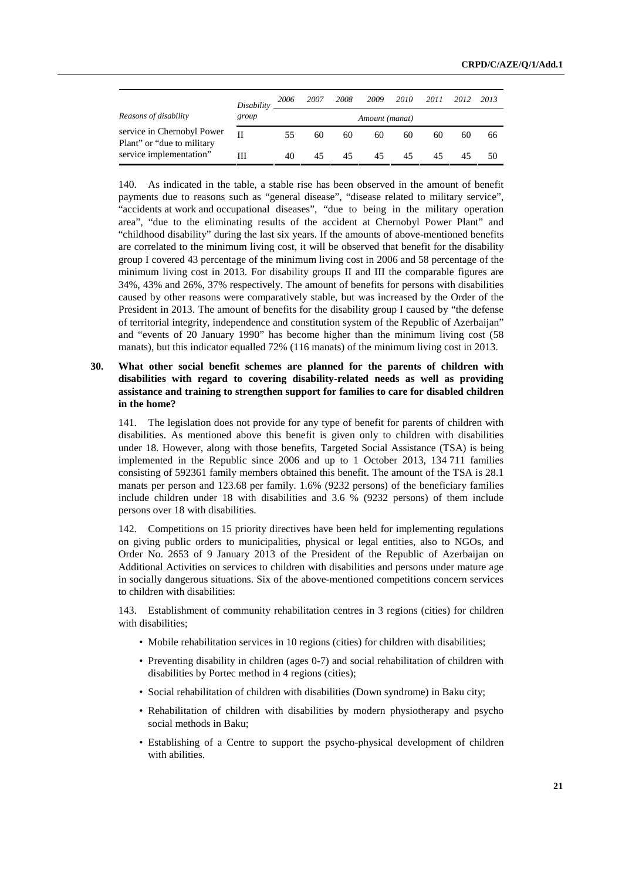| Reasons of disability | Disability group | 2006 | 2007 | 2008 | 2009 | 2010 | 2011 | 2012 | 2013 |
|---|---|---|---|---|---|---|---|---|---|
| | | Amount (manat) | | | | | | | |
| service in Chernobyl Power Plant" or "due to military service implementation" | II | 55 | 60 | 60 | 60 | 60 | 60 | 60 | 66 |
| | III | 40 | 45 | 45 | 45 | 45 | 45 | 45 | 50 |

140. As indicated in the table, a stable rise has been observed in the amount of benefit payments due to reasons such as "general disease", "disease related to military service", "accidents at work and occupational diseases", "due to being in the military operation area", "due to the eliminating results of the accident at Chernobyl Power Plant" and "childhood disability" during the last six years. If the amounts of above-mentioned benefits are correlated to the minimum living cost, it will be observed that benefit for the disability group I covered 43 percentage of the minimum living cost in 2006 and 58 percentage of the minimum living cost in 2013. For disability groups II and III the comparable figures are 34%, 43% and 26%, 37% respectively. The amount of benefits for persons with disabilities caused by other reasons were comparatively stable, but was increased by the Order of the President in 2013. The amount of benefits for the disability group I caused by "the defense of territorial integrity, independence and constitution system of the Republic of Azerbaijan" and "events of 20 January 1990" has become higher than the minimum living cost (58 manats), but this indicator equalled 72% (116 manats) of the minimum living cost in 2013.

**30. What other social benefit schemes are planned for the parents of children with disabilities with regard to covering disability-related needs as well as providing assistance and training to strengthen support for families to care for disabled children in the home?**

141. The legislation does not provide for any type of benefit for parents of children with disabilities. As mentioned above this benefit is given only to children with disabilities under 18. However, along with those benefits, Targeted Social Assistance (TSA) is being implemented in the Republic since 2006 and up to 1 October 2013, 134 711 families consisting of 592361 family members obtained this benefit. The amount of the TSA is 28.1 manats per person and 123.68 per family. 1.6% (9232 persons) of the beneficiary families include children under 18 with disabilities and 3.6 % (9232 persons) of them include persons over 18 with disabilities.

142. Competitions on 15 priority directives have been held for implementing regulations on giving public orders to municipalities, physical or legal entities, also to NGOs, and Order No. 2653 of 9 January 2013 of the President of the Republic of Azerbaijan on Additional Activities on services to children with disabilities and persons under mature age in socially dangerous situations. Six of the above-mentioned competitions concern services to children with disabilities:

143. Establishment of community rehabilitation centres in 3 regions (cities) for children with disabilities;

- Mobile rehabilitation services in 10 regions (cities) for children with disabilities;
- Preventing disability in children (ages 0-7) and social rehabilitation of children with disabilities by Portec method in 4 regions (cities);
- Social rehabilitation of children with disabilities (Down syndrome) in Baku city;
- Rehabilitation of children with disabilities by modern physiotherapy and psycho social methods in Baku;
- Establishing of a Centre to support the psycho-physical development of children with abilities.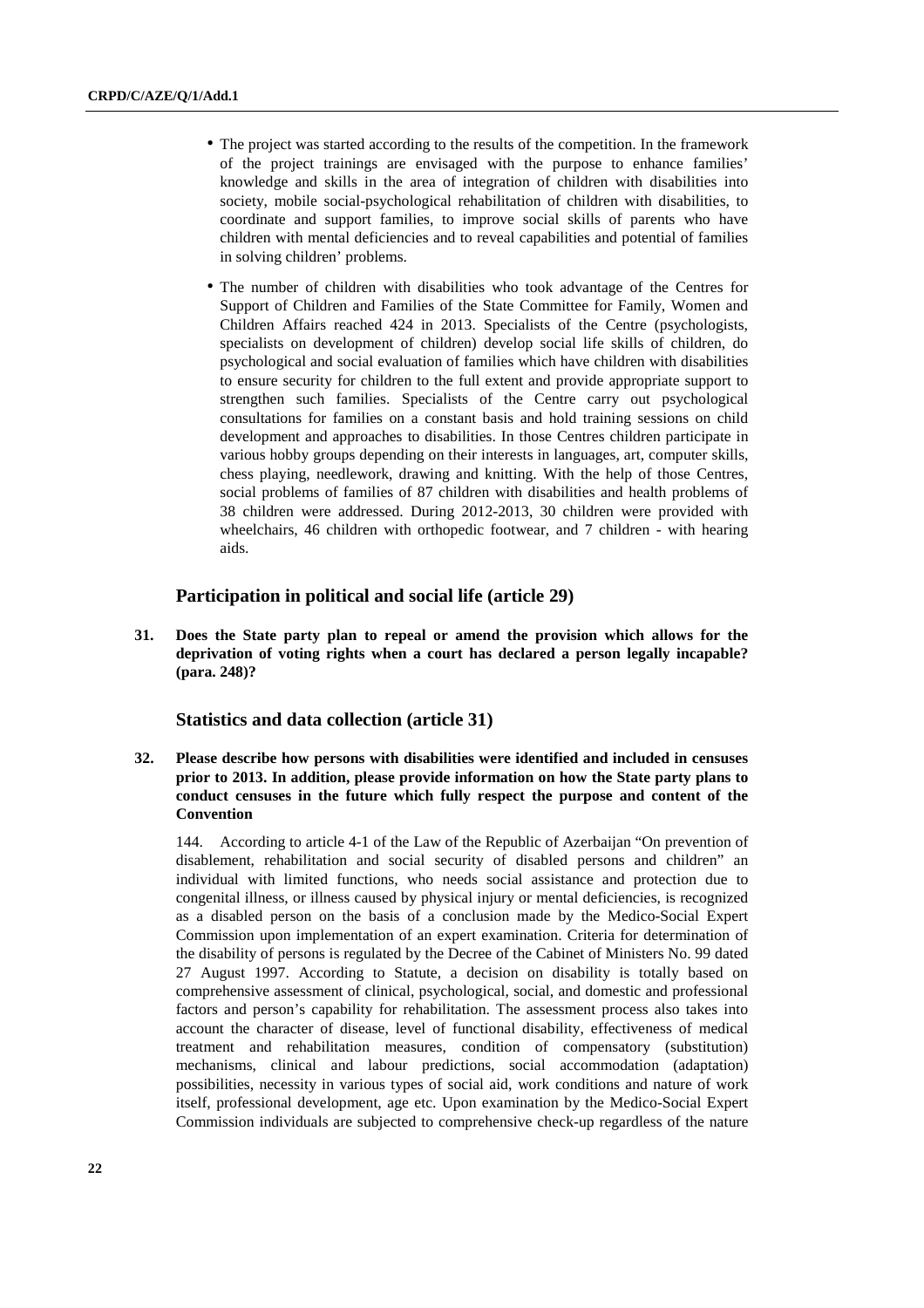- The project was started according to the results of the competition. In the framework of the project trainings are envisaged with the purpose to enhance families' knowledge and skills in the area of integration of children with disabilities into society, mobile social-psychological rehabilitation of children with disabilities, to coordinate and support families, to improve social skills of parents who have children with mental deficiencies and to reveal capabilities and potential of families in solving children' problems.

- The number of children with disabilities who took advantage of the Centres for Support of Children and Families of the State Committee for Family, Women and Children Affairs reached 424 in 2013. Specialists of the Centre (psychologists, specialists on development of children) develop social life skills of children, do psychological and social evaluation of families which have children with disabilities to ensure security for children to the full extent and provide appropriate support to strengthen such families. Specialists of the Centre carry out psychological consultations for families on a constant basis and hold training sessions on child development and approaches to disabilities. In those Centres children participate in various hobby groups depending on their interests in languages, art, computer skills, chess playing, needlework, drawing and knitting. With the help of those Centres, social problems of families of 87 children with disabilities and health problems of 38 children were addressed. During 2012-2013, 30 children were provided with wheelchairs, 46 children with orthopedic footwear, and 7 children - with hearing aids.

### Participation in political and social life (article 29)

**31. Does the State party plan to repeal or amend the provision which allows for the deprivation of voting rights when a court has declared a person legally incapable? (para. 248)?**

### Statistics and data collection (article 31)

**32. Please describe how persons with disabilities were identified and included in censuses prior to 2013. In addition, please provide information on how the State party plans to conduct censuses in the future which fully respect the purpose and content of the Convention**

144. According to article 4-1 of the Law of the Republic of Azerbaijan "On prevention of disablement, rehabilitation and social security of disabled persons and children" an individual with limited functions, who needs social assistance and protection due to congenital illness, or illness caused by physical injury or mental deficiencies, is recognized as a disabled person on the basis of a conclusion made by the Medico-Social Expert Commission upon implementation of an expert examination. Criteria for determination of the disability of persons is regulated by the Decree of the Cabinet of Ministers No. 99 dated 27 August 1997. According to Statute, a decision on disability is totally based on comprehensive assessment of clinical, psychological, social, and domestic and professional factors and person's capability for rehabilitation. The assessment process also takes into account the character of disease, level of functional disability, effectiveness of medical treatment and rehabilitation measures, condition of compensatory (substitution) mechanisms, clinical and labour predictions, social accommodation (adaptation) possibilities, necessity in various types of social aid, work conditions and nature of work itself, professional development, age etc. Upon examination by the Medico-Social Expert Commission individuals are subjected to comprehensive check-up regardless of the nature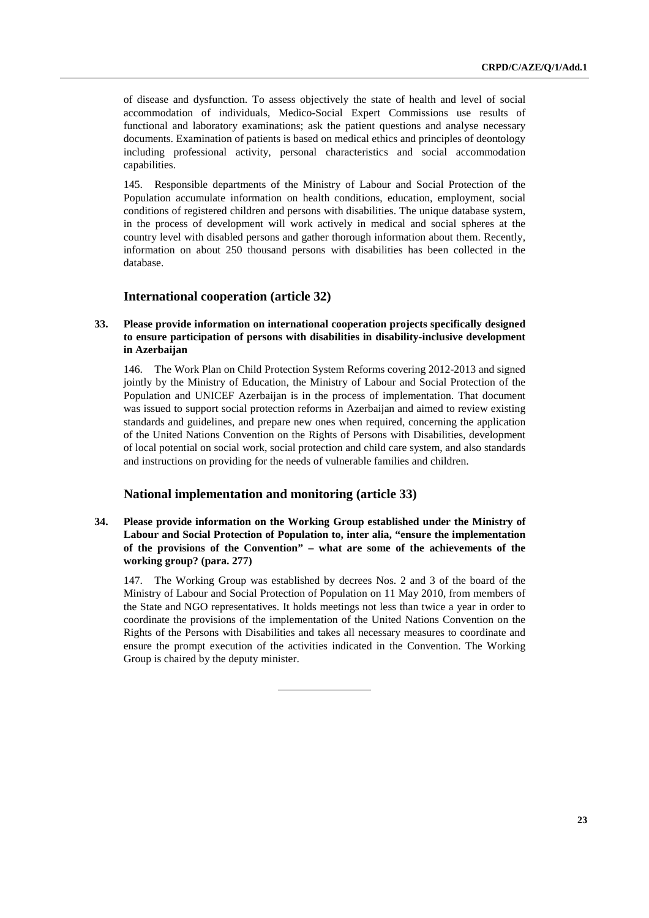of disease and dysfunction. To assess objectively the state of health and level of social accommodation of individuals, Medico-Social Expert Commissions use results of functional and laboratory examinations; ask the patient questions and analyse necessary documents. Examination of patients is based on medical ethics and principles of deontology including professional activity, personal characteristics and social accommodation capabilities.

145. Responsible departments of the Ministry of Labour and Social Protection of the Population accumulate information on health conditions, education, employment, social conditions of registered children and persons with disabilities. The unique database system, in the process of development will work actively in medical and social spheres at the country level with disabled persons and gather thorough information about them. Recently, information on about 250 thousand persons with disabilities has been collected in the database.

## International cooperation (article 32)

**33. Please provide information on international cooperation projects specifically designed to ensure participation of persons with disabilities in disability-inclusive development in Azerbaijan**

146. The Work Plan on Child Protection System Reforms covering 2012-2013 and signed jointly by the Ministry of Education, the Ministry of Labour and Social Protection of the Population and UNICEF Azerbaijan is in the process of implementation. That document was issued to support social protection reforms in Azerbaijan and aimed to review existing standards and guidelines, and prepare new ones when required, concerning the application of the United Nations Convention on the Rights of Persons with Disabilities, development of local potential on social work, social protection and child care system, and also standards and instructions on providing for the needs of vulnerable families and children.

## National implementation and monitoring (article 33)

**34. Please provide information on the Working Group established under the Ministry of Labour and Social Protection of Population to, inter alia, "ensure the implementation of the provisions of the Convention" – what are some of the achievements of the working group? (para. 277)**

147. The Working Group was established by decrees Nos. 2 and 3 of the board of the Ministry of Labour and Social Protection of Population on 11 May 2010, from members of the State and NGO representatives. It holds meetings not less than twice a year in order to coordinate the provisions of the implementation of the United Nations Convention on the Rights of the Persons with Disabilities and takes all necessary measures to coordinate and ensure the prompt execution of the activities indicated in the Convention. The Working Group is chaired by the deputy minister.